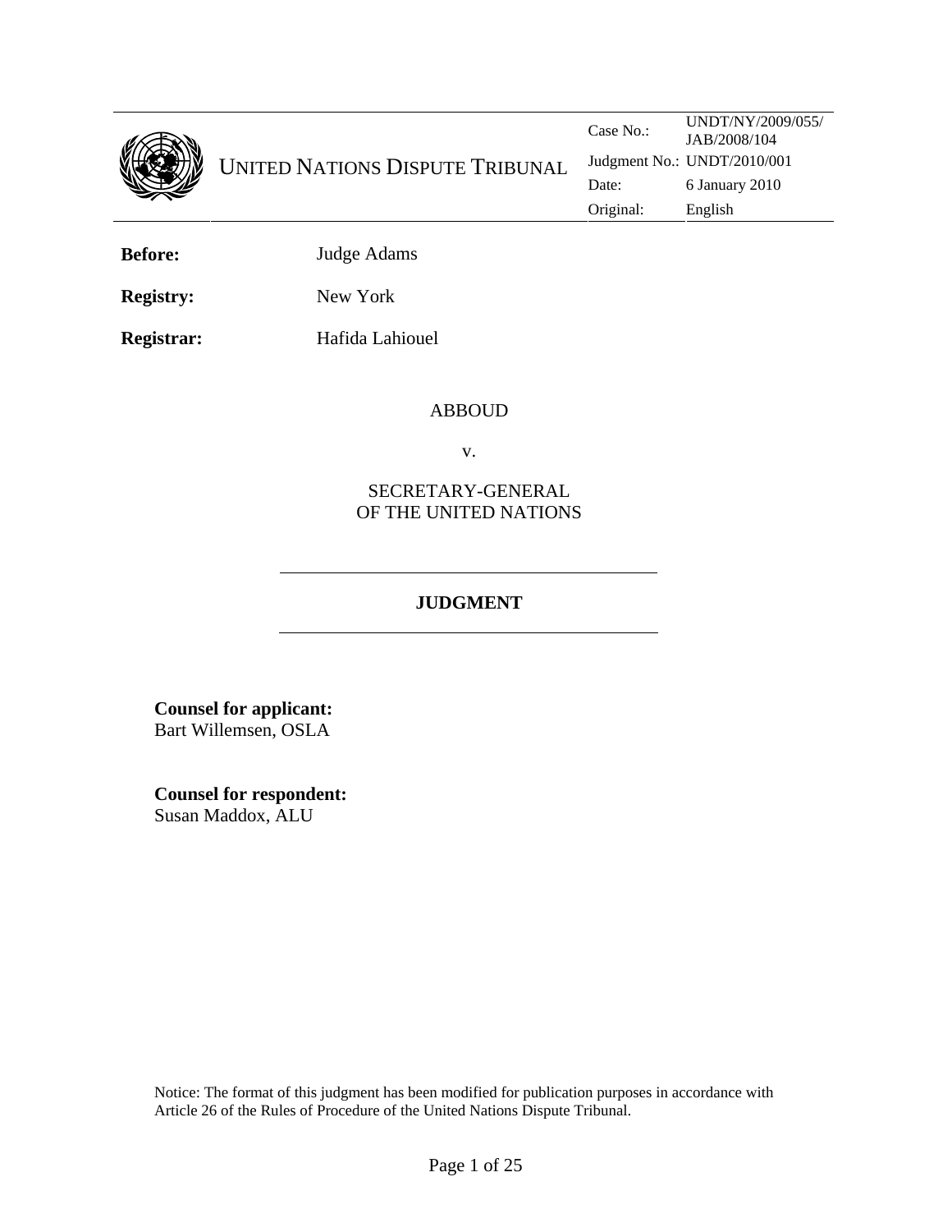UNITED NATIONS DISPUTE TRIBUNAL

| | |
|---|---|
| Case No.: | UNDT/NY/2009/055/ JAB/2008/104 |
| Judgment No.: | UNDT/2010/001 |
| Date: | 6 January 2010 |
| Original: | English |

**Before:** Judge Adams

**Registry:** New York

**Registrar:** Hafida Lahiouel

ABBOUD

v.

SECRETARY-GENERAL OF THE UNITED NATIONS

## JUDGMENT

**Counsel for applicant:**
Bart Willemsen, OSLA

**Counsel for respondent:**
Susan Maddox, ALU

Notice: The format of this judgment has been modified for publication purposes in accordance with Article 26 of the Rules of Procedure of the United Nations Dispute Tribunal.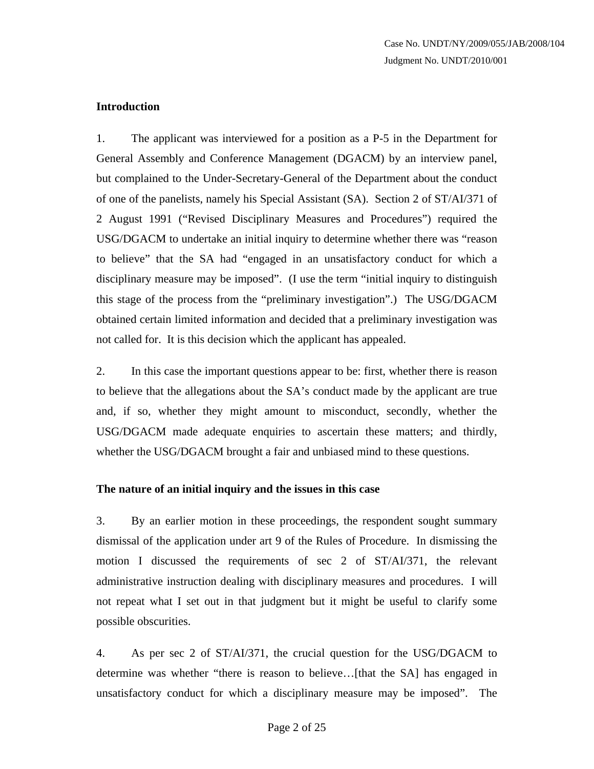## Introduction

1. The applicant was interviewed for a position as a P-5 in the Department for General Assembly and Conference Management (DGACM) by an interview panel, but complained to the Under-Secretary-General of the Department about the conduct of one of the panelists, namely his Special Assistant (SA). Section 2 of ST/AI/371 of 2 August 1991 ("Revised Disciplinary Measures and Procedures") required the USG/DGACM to undertake an initial inquiry to determine whether there was "reason to believe" that the SA had "engaged in an unsatisfactory conduct for which a disciplinary measure may be imposed". (I use the term "initial inquiry to distinguish this stage of the process from the "preliminary investigation".) The USG/DGACM obtained certain limited information and decided that a preliminary investigation was not called for. It is this decision which the applicant has appealed.

2. In this case the important questions appear to be: first, whether there is reason to believe that the allegations about the SA's conduct made by the applicant are true and, if so, whether they might amount to misconduct, secondly, whether the USG/DGACM made adequate enquiries to ascertain these matters; and thirdly, whether the USG/DGACM brought a fair and unbiased mind to these questions.

## The nature of an initial inquiry and the issues in this case

3. By an earlier motion in these proceedings, the respondent sought summary dismissal of the application under art 9 of the Rules of Procedure. In dismissing the motion I discussed the requirements of sec 2 of ST/AI/371, the relevant administrative instruction dealing with disciplinary measures and procedures. I will not repeat what I set out in that judgment but it might be useful to clarify some possible obscurities.

4. As per sec 2 of ST/AI/371, the crucial question for the USG/DGACM to determine was whether "there is reason to believe…[that the SA] has engaged in unsatisfactory conduct for which a disciplinary measure may be imposed". The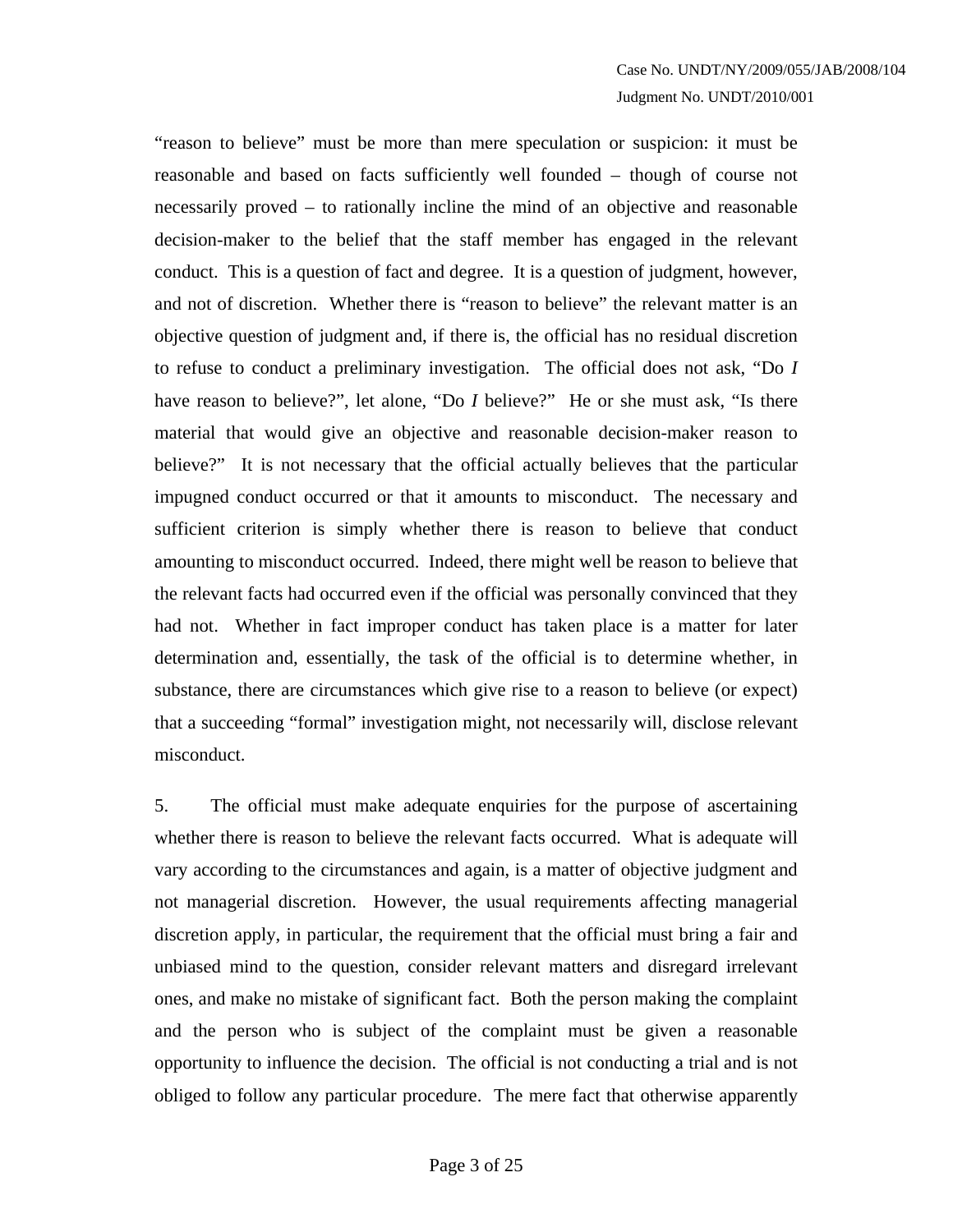"reason to believe" must be more than mere speculation or suspicion: it must be reasonable and based on facts sufficiently well founded – though of course not necessarily proved – to rationally incline the mind of an objective and reasonable decision-maker to the belief that the staff member has engaged in the relevant conduct. This is a question of fact and degree. It is a question of judgment, however, and not of discretion. Whether there is "reason to believe" the relevant matter is an objective question of judgment and, if there is, the official has no residual discretion to refuse to conduct a preliminary investigation. The official does not ask, "Do *I* have reason to believe?", let alone, "Do *I* believe?" He or she must ask, "Is there material that would give an objective and reasonable decision-maker reason to believe?" It is not necessary that the official actually believes that the particular impugned conduct occurred or that it amounts to misconduct. The necessary and sufficient criterion is simply whether there is reason to believe that conduct amounting to misconduct occurred. Indeed, there might well be reason to believe that the relevant facts had occurred even if the official was personally convinced that they had not. Whether in fact improper conduct has taken place is a matter for later determination and, essentially, the task of the official is to determine whether, in substance, there are circumstances which give rise to a reason to believe (or expect) that a succeeding "formal" investigation might, not necessarily will, disclose relevant misconduct.

5. The official must make adequate enquiries for the purpose of ascertaining whether there is reason to believe the relevant facts occurred. What is adequate will vary according to the circumstances and again, is a matter of objective judgment and not managerial discretion. However, the usual requirements affecting managerial discretion apply, in particular, the requirement that the official must bring a fair and unbiased mind to the question, consider relevant matters and disregard irrelevant ones, and make no mistake of significant fact. Both the person making the complaint and the person who is subject of the complaint must be given a reasonable opportunity to influence the decision. The official is not conducting a trial and is not obliged to follow any particular procedure. The mere fact that otherwise apparently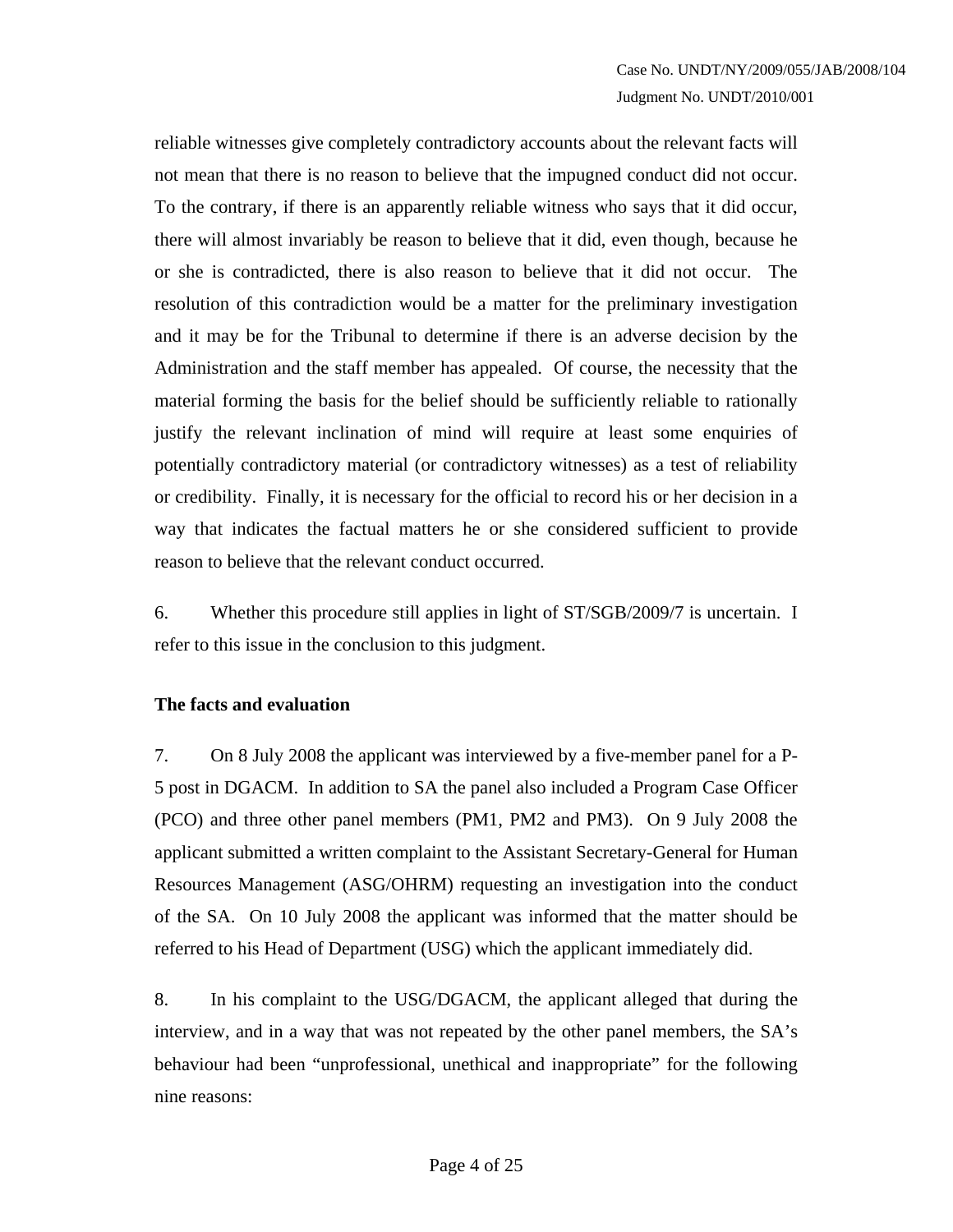reliable witnesses give completely contradictory accounts about the relevant facts will not mean that there is no reason to believe that the impugned conduct did not occur. To the contrary, if there is an apparently reliable witness who says that it did occur, there will almost invariably be reason to believe that it did, even though, because he or she is contradicted, there is also reason to believe that it did not occur. The resolution of this contradiction would be a matter for the preliminary investigation and it may be for the Tribunal to determine if there is an adverse decision by the Administration and the staff member has appealed. Of course, the necessity that the material forming the basis for the belief should be sufficiently reliable to rationally justify the relevant inclination of mind will require at least some enquiries of potentially contradictory material (or contradictory witnesses) as a test of reliability or credibility. Finally, it is necessary for the official to record his or her decision in a way that indicates the factual matters he or she considered sufficient to provide reason to believe that the relevant conduct occurred.

6. Whether this procedure still applies in light of ST/SGB/2009/7 is uncertain. I refer to this issue in the conclusion to this judgment.

**The facts and evaluation**

7. On 8 July 2008 the applicant was interviewed by a five-member panel for a P-5 post in DGACM. In addition to SA the panel also included a Program Case Officer (PCO) and three other panel members (PM1, PM2 and PM3). On 9 July 2008 the applicant submitted a written complaint to the Assistant Secretary-General for Human Resources Management (ASG/OHRM) requesting an investigation into the conduct of the SA. On 10 July 2008 the applicant was informed that the matter should be referred to his Head of Department (USG) which the applicant immediately did.

8. In his complaint to the USG/DGACM, the applicant alleged that during the interview, and in a way that was not repeated by the other panel members, the SA's behaviour had been "unprofessional, unethical and inappropriate" for the following nine reasons: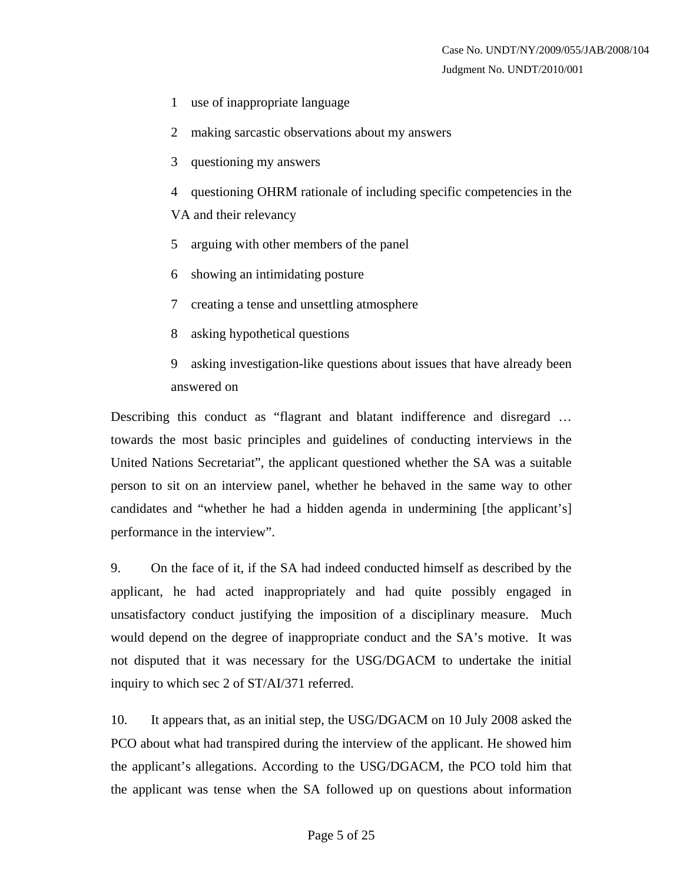1 use of inappropriate language

2 making sarcastic observations about my answers

3 questioning my answers

4 questioning OHRM rationale of including specific competencies in the VA and their relevancy

5 arguing with other members of the panel

6 showing an intimidating posture

7 creating a tense and unsettling atmosphere

8 asking hypothetical questions

9 asking investigation-like questions about issues that have already been answered on

Describing this conduct as "flagrant and blatant indifference and disregard … towards the most basic principles and guidelines of conducting interviews in the United Nations Secretariat", the applicant questioned whether the SA was a suitable person to sit on an interview panel, whether he behaved in the same way to other candidates and "whether he had a hidden agenda in undermining [the applicant's] performance in the interview".

9. On the face of it, if the SA had indeed conducted himself as described by the applicant, he had acted inappropriately and had quite possibly engaged in unsatisfactory conduct justifying the imposition of a disciplinary measure. Much would depend on the degree of inappropriate conduct and the SA's motive. It was not disputed that it was necessary for the USG/DGACM to undertake the initial inquiry to which sec 2 of ST/AI/371 referred.

10. It appears that, as an initial step, the USG/DGACM on 10 July 2008 asked the PCO about what had transpired during the interview of the applicant. He showed him the applicant's allegations. According to the USG/DGACM, the PCO told him that the applicant was tense when the SA followed up on questions about information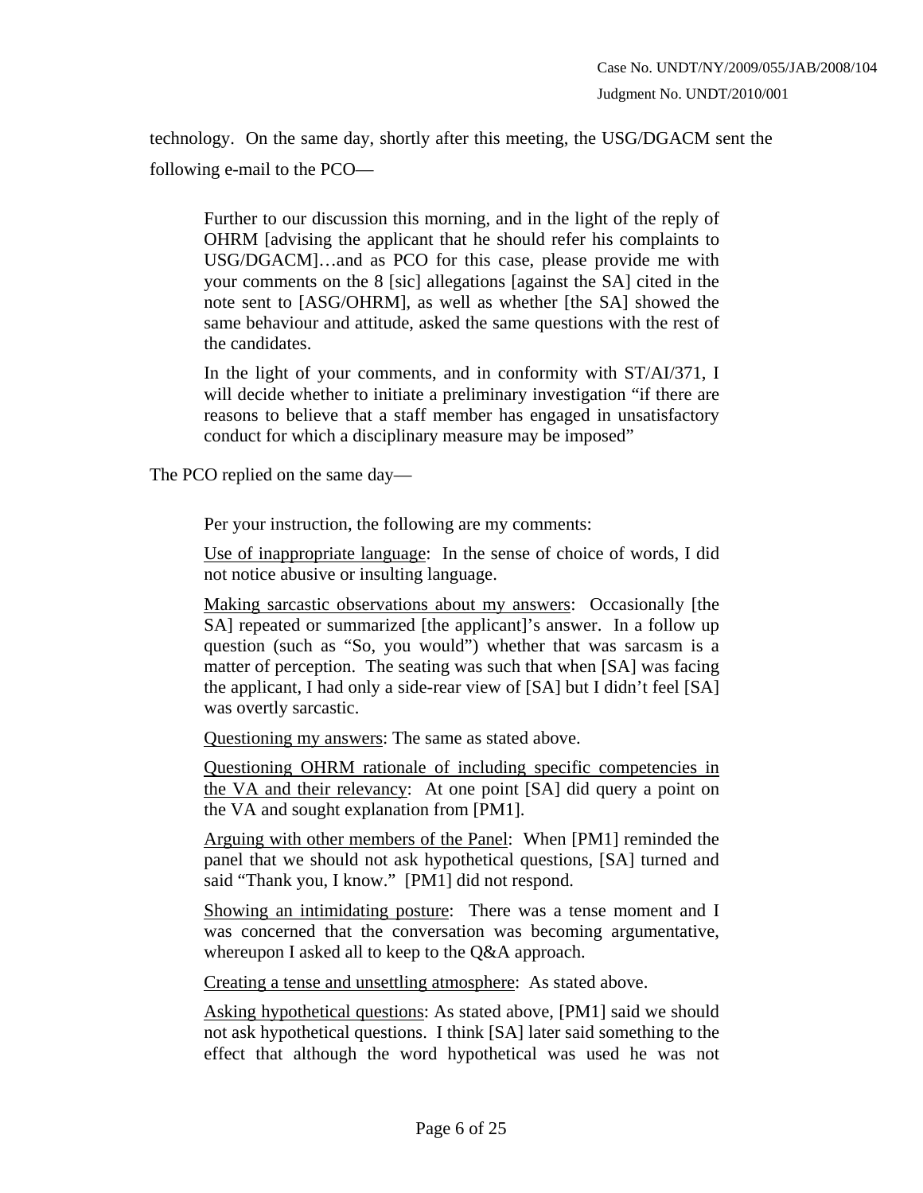technology. On the same day, shortly after this meeting, the USG/DGACM sent the following e-mail to the PCO—

> Further to our discussion this morning, and in the light of the reply of OHRM [advising the applicant that he should refer his complaints to USG/DGACM]…and as PCO for this case, please provide me with your comments on the 8 [sic] allegations [against the SA] cited in the note sent to [ASG/OHRM], as well as whether [the SA] showed the same behaviour and attitude, asked the same questions with the rest of the candidates.
>
> In the light of your comments, and in conformity with ST/AI/371, I will decide whether to initiate a preliminary investigation "if there are reasons to believe that a staff member has engaged in unsatisfactory conduct for which a disciplinary measure may be imposed"

The PCO replied on the same day—

> Per your instruction, the following are my comments:
>
> <u>Use of inappropriate language</u>: In the sense of choice of words, I did not notice abusive or insulting language.
>
> <u>Making sarcastic observations about my answers</u>: Occasionally [the SA] repeated or summarized [the applicant]'s answer. In a follow up question (such as "So, you would") whether that was sarcasm is a matter of perception. The seating was such that when [SA] was facing the applicant, I had only a side-rear view of [SA] but I didn't feel [SA] was overtly sarcastic.
>
> <u>Questioning my answers</u>: The same as stated above.
>
> <u>Questioning OHRM rationale of including specific competencies in the VA and their relevancy</u>: At one point [SA] did query a point on the VA and sought explanation from [PM1].
>
> <u>Arguing with other members of the Panel</u>: When [PM1] reminded the panel that we should not ask hypothetical questions, [SA] turned and said "Thank you, I know." [PM1] did not respond.
>
> <u>Showing an intimidating posture</u>: There was a tense moment and I was concerned that the conversation was becoming argumentative, whereupon I asked all to keep to the Q&A approach.
>
> <u>Creating a tense and unsettling atmosphere</u>: As stated above.
>
> <u>Asking hypothetical questions</u>: As stated above, [PM1] said we should not ask hypothetical questions. I think [SA] later said something to the effect that although the word hypothetical was used he was not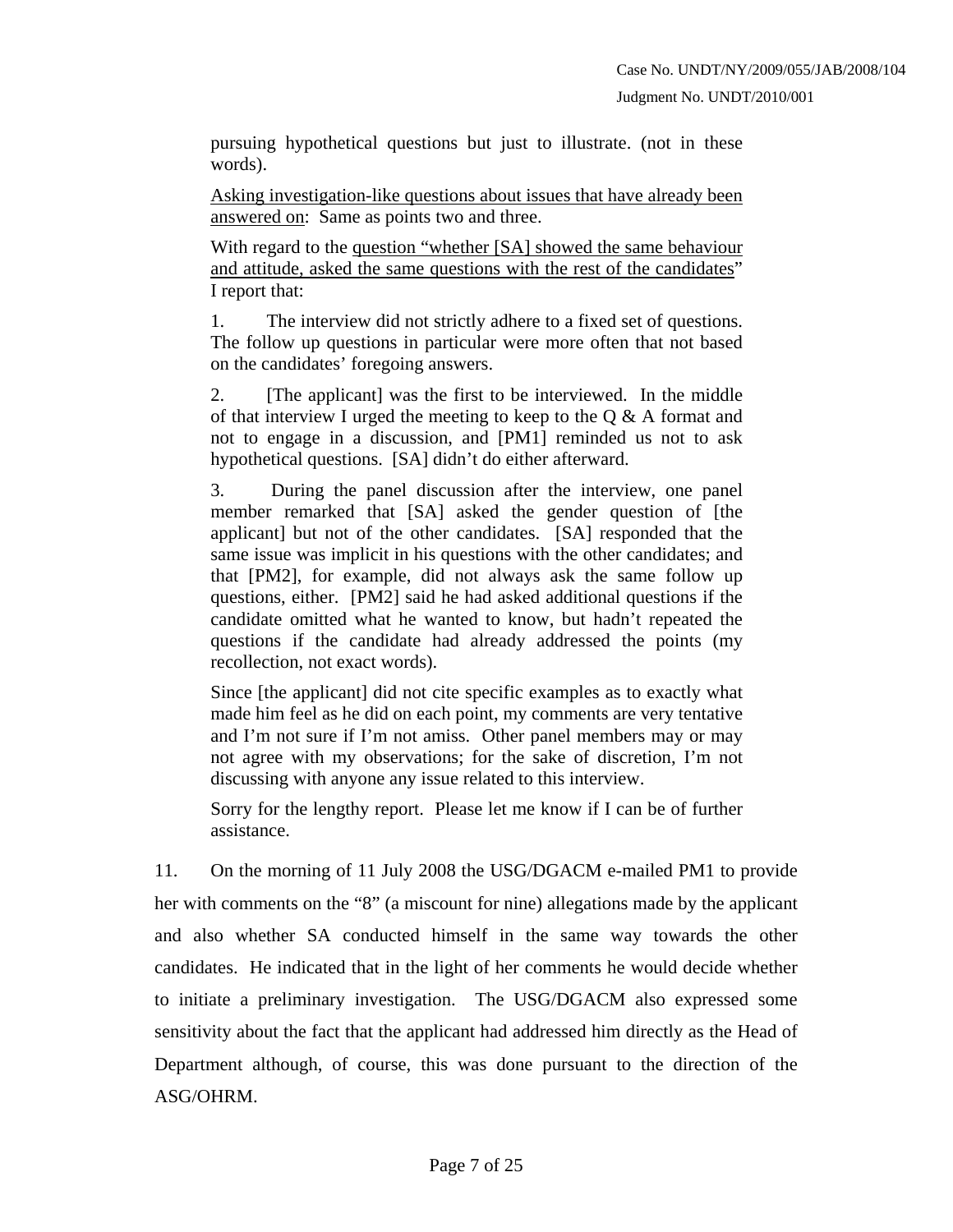pursuing hypothetical questions but just to illustrate. (not in these words).

Asking investigation-like questions about issues that have already been answered on: Same as points two and three.

With regard to the question "whether [SA] showed the same behaviour and attitude, asked the same questions with the rest of the candidates" I report that:

1. The interview did not strictly adhere to a fixed set of questions. The follow up questions in particular were more often that not based on the candidates' foregoing answers.

2. [The applicant] was the first to be interviewed. In the middle of that interview I urged the meeting to keep to the Q & A format and not to engage in a discussion, and [PM1] reminded us not to ask hypothetical questions. [SA] didn't do either afterward.

3. During the panel discussion after the interview, one panel member remarked that [SA] asked the gender question of [the applicant] but not of the other candidates. [SA] responded that the same issue was implicit in his questions with the other candidates; and that [PM2], for example, did not always ask the same follow up questions, either. [PM2] said he had asked additional questions if the candidate omitted what he wanted to know, but hadn't repeated the questions if the candidate had already addressed the points (my recollection, not exact words).

Since [the applicant] did not cite specific examples as to exactly what made him feel as he did on each point, my comments are very tentative and I'm not sure if I'm not amiss. Other panel members may or may not agree with my observations; for the sake of discretion, I'm not discussing with anyone any issue related to this interview.

Sorry for the lengthy report. Please let me know if I can be of further assistance.

11. On the morning of 11 July 2008 the USG/DGACM e-mailed PM1 to provide her with comments on the "8" (a miscount for nine) allegations made by the applicant and also whether SA conducted himself in the same way towards the other candidates. He indicated that in the light of her comments he would decide whether to initiate a preliminary investigation. The USG/DGACM also expressed some sensitivity about the fact that the applicant had addressed him directly as the Head of Department although, of course, this was done pursuant to the direction of the ASG/OHRM.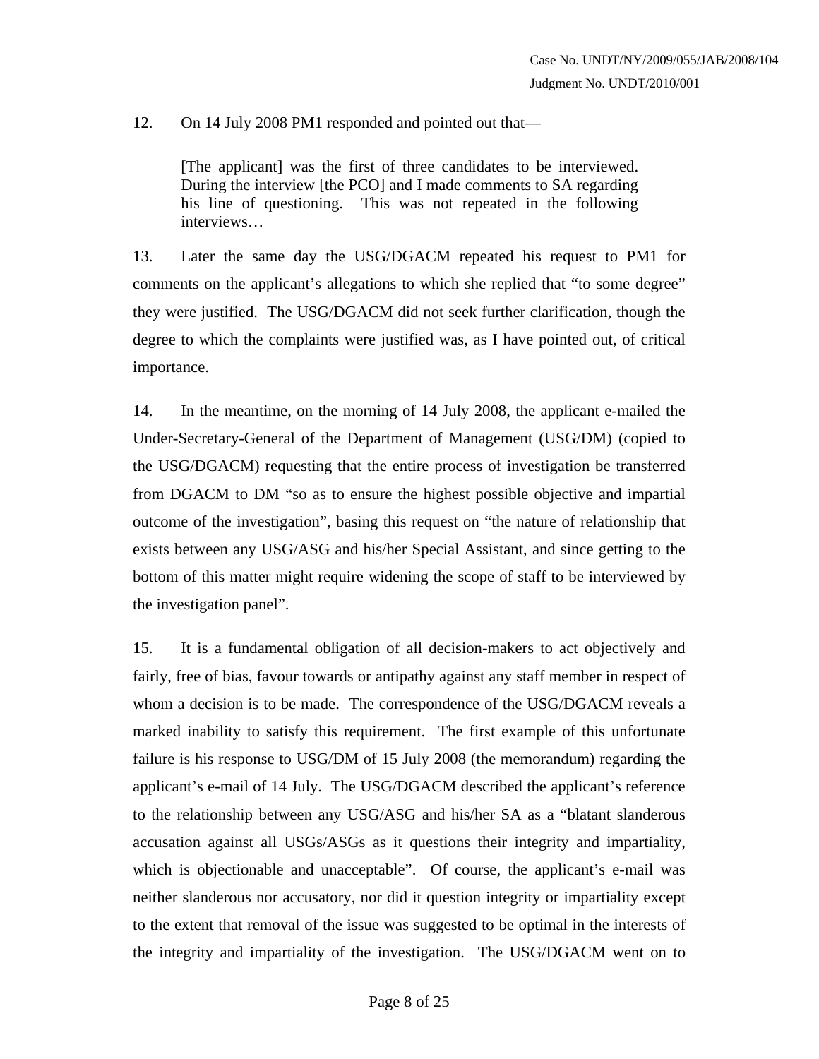12. On 14 July 2008 PM1 responded and pointed out that—

> [The applicant] was the first of three candidates to be interviewed. During the interview [the PCO] and I made comments to SA regarding his line of questioning. This was not repeated in the following interviews…

13. Later the same day the USG/DGACM repeated his request to PM1 for comments on the applicant's allegations to which she replied that "to some degree" they were justified. The USG/DGACM did not seek further clarification, though the degree to which the complaints were justified was, as I have pointed out, of critical importance.

14. In the meantime, on the morning of 14 July 2008, the applicant e-mailed the Under-Secretary-General of the Department of Management (USG/DM) (copied to the USG/DGACM) requesting that the entire process of investigation be transferred from DGACM to DM "so as to ensure the highest possible objective and impartial outcome of the investigation", basing this request on "the nature of relationship that exists between any USG/ASG and his/her Special Assistant, and since getting to the bottom of this matter might require widening the scope of staff to be interviewed by the investigation panel".

15. It is a fundamental obligation of all decision-makers to act objectively and fairly, free of bias, favour towards or antipathy against any staff member in respect of whom a decision is to be made. The correspondence of the USG/DGACM reveals a marked inability to satisfy this requirement. The first example of this unfortunate failure is his response to USG/DM of 15 July 2008 (the memorandum) regarding the applicant's e-mail of 14 July. The USG/DGACM described the applicant's reference to the relationship between any USG/ASG and his/her SA as a "blatant slanderous accusation against all USGs/ASGs as it questions their integrity and impartiality, which is objectionable and unacceptable". Of course, the applicant's e-mail was neither slanderous nor accusatory, nor did it question integrity or impartiality except to the extent that removal of the issue was suggested to be optimal in the interests of the integrity and impartiality of the investigation. The USG/DGACM went on to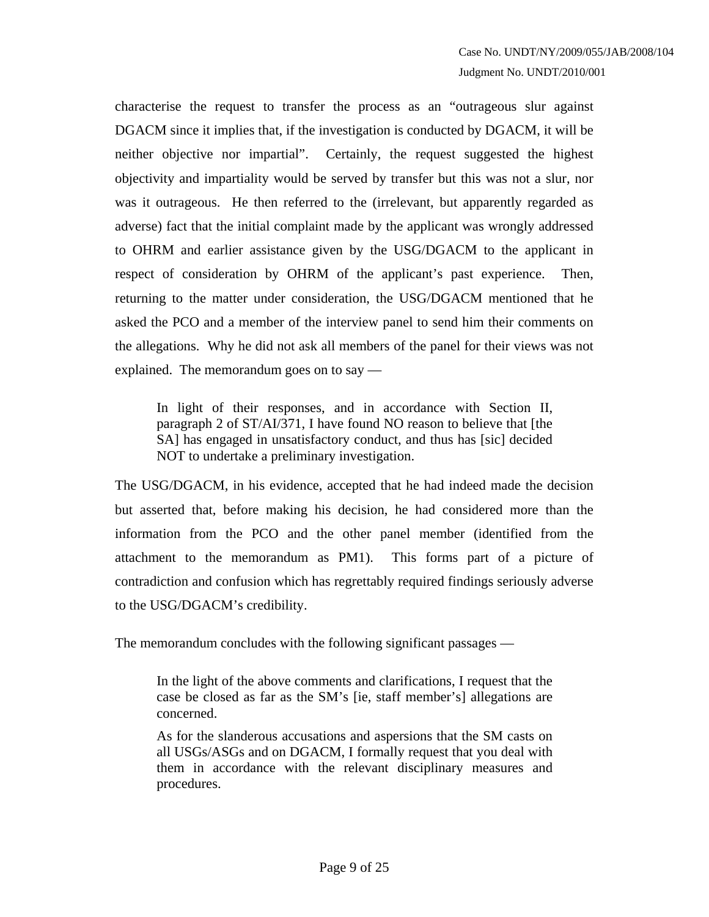characterise the request to transfer the process as an "outrageous slur against DGACM since it implies that, if the investigation is conducted by DGACM, it will be neither objective nor impartial". Certainly, the request suggested the highest objectivity and impartiality would be served by transfer but this was not a slur, nor was it outrageous. He then referred to the (irrelevant, but apparently regarded as adverse) fact that the initial complaint made by the applicant was wrongly addressed to OHRM and earlier assistance given by the USG/DGACM to the applicant in respect of consideration by OHRM of the applicant's past experience. Then, returning to the matter under consideration, the USG/DGACM mentioned that he asked the PCO and a member of the interview panel to send him their comments on the allegations. Why he did not ask all members of the panel for their views was not explained. The memorandum goes on to say —

> In light of their responses, and in accordance with Section II, paragraph 2 of ST/AI/371, I have found NO reason to believe that [the SA] has engaged in unsatisfactory conduct, and thus has [sic] decided NOT to undertake a preliminary investigation.

The USG/DGACM, in his evidence, accepted that he had indeed made the decision but asserted that, before making his decision, he had considered more than the information from the PCO and the other panel member (identified from the attachment to the memorandum as PM1). This forms part of a picture of contradiction and confusion which has regrettably required findings seriously adverse to the USG/DGACM's credibility.

The memorandum concludes with the following significant passages —

> In the light of the above comments and clarifications, I request that the case be closed as far as the SM's [ie, staff member's] allegations are concerned.
>
> As for the slanderous accusations and aspersions that the SM casts on all USGs/ASGs and on DGACM, I formally request that you deal with them in accordance with the relevant disciplinary measures and procedures.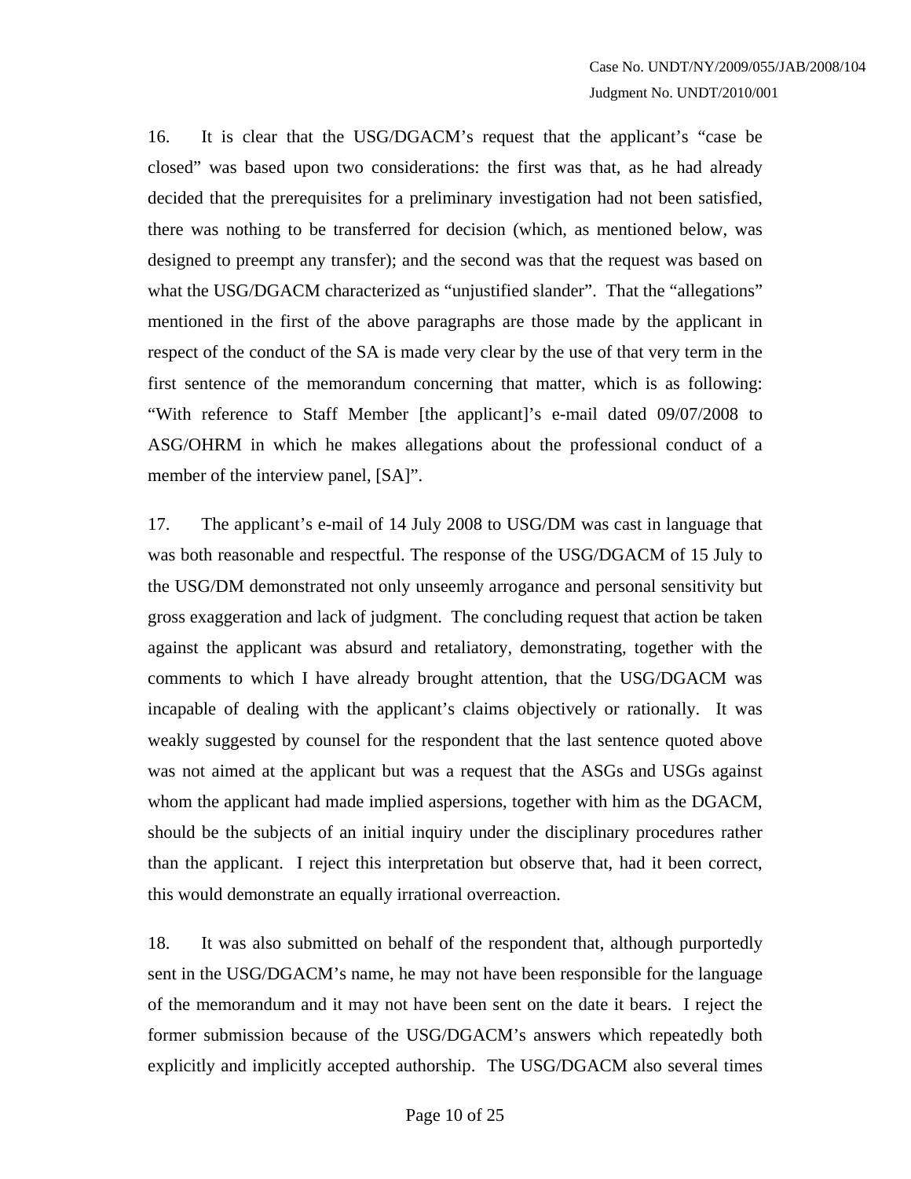16. It is clear that the USG/DGACM's request that the applicant's "case be closed" was based upon two considerations: the first was that, as he had already decided that the prerequisites for a preliminary investigation had not been satisfied, there was nothing to be transferred for decision (which, as mentioned below, was designed to preempt any transfer); and the second was that the request was based on what the USG/DGACM characterized as "unjustified slander". That the "allegations" mentioned in the first of the above paragraphs are those made by the applicant in respect of the conduct of the SA is made very clear by the use of that very term in the first sentence of the memorandum concerning that matter, which is as following: "With reference to Staff Member [the applicant]'s e-mail dated 09/07/2008 to ASG/OHRM in which he makes allegations about the professional conduct of a member of the interview panel, [SA]".

17. The applicant's e-mail of 14 July 2008 to USG/DM was cast in language that was both reasonable and respectful. The response of the USG/DGACM of 15 July to the USG/DM demonstrated not only unseemly arrogance and personal sensitivity but gross exaggeration and lack of judgment. The concluding request that action be taken against the applicant was absurd and retaliatory, demonstrating, together with the comments to which I have already brought attention, that the USG/DGACM was incapable of dealing with the applicant's claims objectively or rationally. It was weakly suggested by counsel for the respondent that the last sentence quoted above was not aimed at the applicant but was a request that the ASGs and USGs against whom the applicant had made implied aspersions, together with him as the DGACM, should be the subjects of an initial inquiry under the disciplinary procedures rather than the applicant. I reject this interpretation but observe that, had it been correct, this would demonstrate an equally irrational overreaction.

18. It was also submitted on behalf of the respondent that, although purportedly sent in the USG/DGACM's name, he may not have been responsible for the language of the memorandum and it may not have been sent on the date it bears. I reject the former submission because of the USG/DGACM's answers which repeatedly both explicitly and implicitly accepted authorship. The USG/DGACM also several times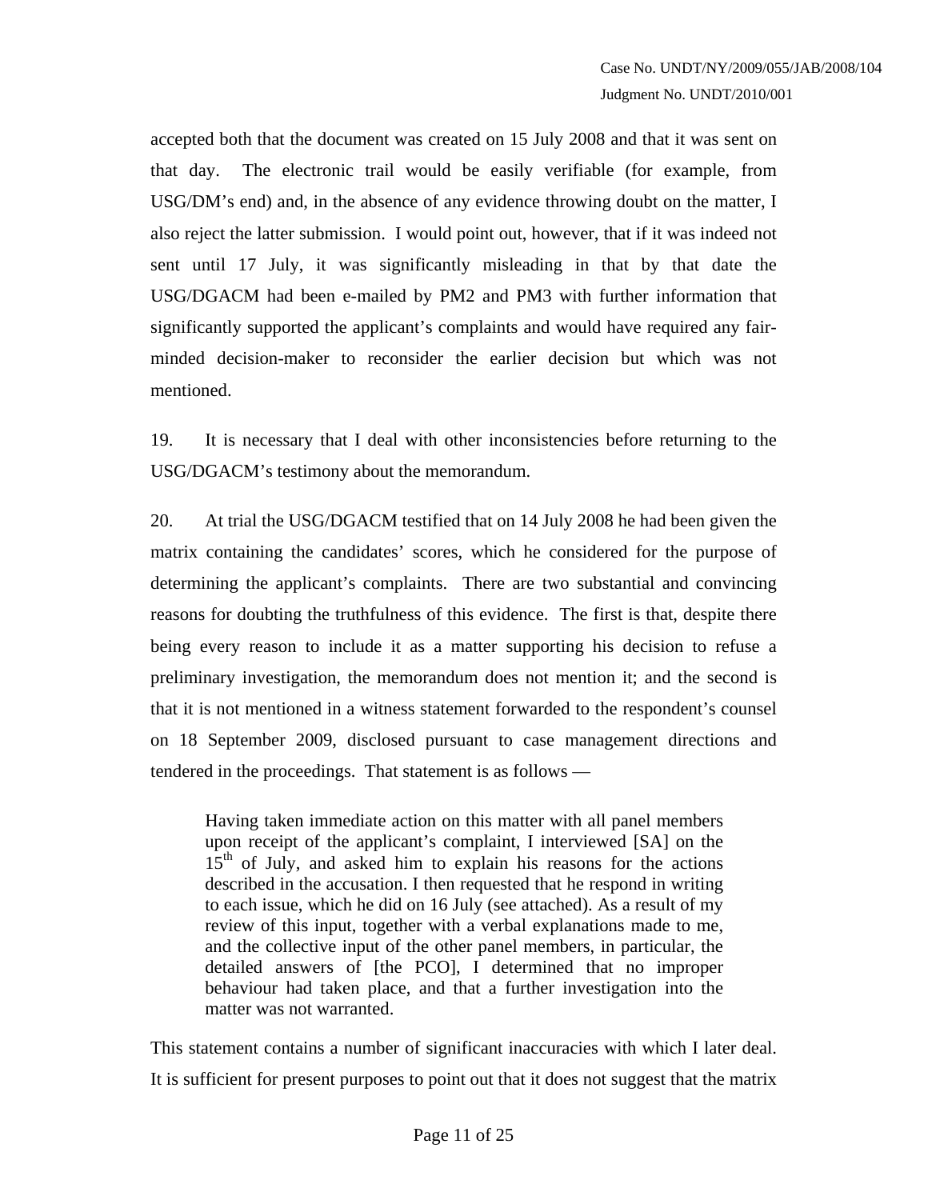accepted both that the document was created on 15 July 2008 and that it was sent on that day. The electronic trail would be easily verifiable (for example, from USG/DM's end) and, in the absence of any evidence throwing doubt on the matter, I also reject the latter submission. I would point out, however, that if it was indeed not sent until 17 July, it was significantly misleading in that by that date the USG/DGACM had been e-mailed by PM2 and PM3 with further information that significantly supported the applicant's complaints and would have required any fair-minded decision-maker to reconsider the earlier decision but which was not mentioned.

19. It is necessary that I deal with other inconsistencies before returning to the USG/DGACM's testimony about the memorandum.

20. At trial the USG/DGACM testified that on 14 July 2008 he had been given the matrix containing the candidates' scores, which he considered for the purpose of determining the applicant's complaints. There are two substantial and convincing reasons for doubting the truthfulness of this evidence. The first is that, despite there being every reason to include it as a matter supporting his decision to refuse a preliminary investigation, the memorandum does not mention it; and the second is that it is not mentioned in a witness statement forwarded to the respondent's counsel on 18 September 2009, disclosed pursuant to case management directions and tendered in the proceedings. That statement is as follows —

> Having taken immediate action on this matter with all panel members upon receipt of the applicant's complaint, I interviewed [SA] on the 15th of July, and asked him to explain his reasons for the actions described in the accusation. I then requested that he respond in writing to each issue, which he did on 16 July (see attached). As a result of my review of this input, together with a verbal explanations made to me, and the collective input of the other panel members, in particular, the detailed answers of [the PCO], I determined that no improper behaviour had taken place, and that a further investigation into the matter was not warranted.

This statement contains a number of significant inaccuracies with which I later deal. It is sufficient for present purposes to point out that it does not suggest that the matrix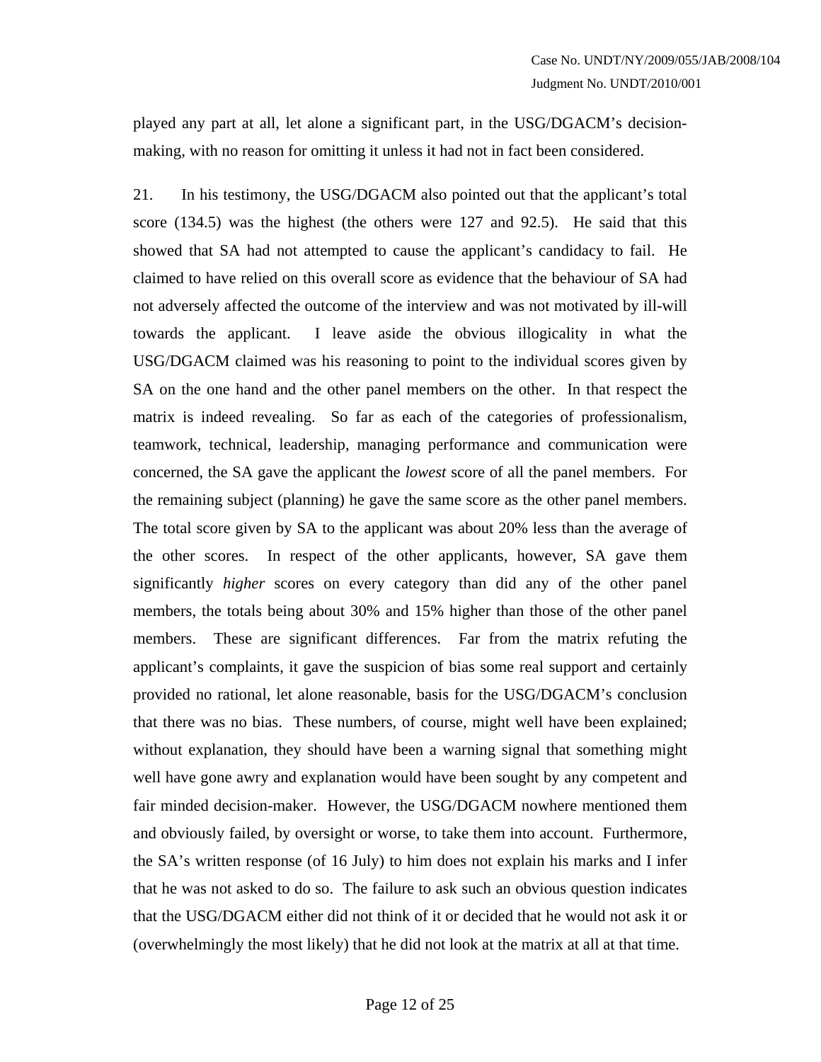played any part at all, let alone a significant part, in the USG/DGACM's decision-making, with no reason for omitting it unless it had not in fact been considered.

21. In his testimony, the USG/DGACM also pointed out that the applicant's total score (134.5) was the highest (the others were 127 and 92.5). He said that this showed that SA had not attempted to cause the applicant's candidacy to fail. He claimed to have relied on this overall score as evidence that the behaviour of SA had not adversely affected the outcome of the interview and was not motivated by ill-will towards the applicant. I leave aside the obvious illogicality in what the USG/DGACM claimed was his reasoning to point to the individual scores given by SA on the one hand and the other panel members on the other. In that respect the matrix is indeed revealing. So far as each of the categories of professionalism, teamwork, technical, leadership, managing performance and communication were concerned, the SA gave the applicant the *lowest* score of all the panel members. For the remaining subject (planning) he gave the same score as the other panel members. The total score given by SA to the applicant was about 20% less than the average of the other scores. In respect of the other applicants, however, SA gave them significantly *higher* scores on every category than did any of the other panel members, the totals being about 30% and 15% higher than those of the other panel members. These are significant differences. Far from the matrix refuting the applicant's complaints, it gave the suspicion of bias some real support and certainly provided no rational, let alone reasonable, basis for the USG/DGACM's conclusion that there was no bias. These numbers, of course, might well have been explained; without explanation, they should have been a warning signal that something might well have gone awry and explanation would have been sought by any competent and fair minded decision-maker. However, the USG/DGACM nowhere mentioned them and obviously failed, by oversight or worse, to take them into account. Furthermore, the SA's written response (of 16 July) to him does not explain his marks and I infer that he was not asked to do so. The failure to ask such an obvious question indicates that the USG/DGACM either did not think of it or decided that he would not ask it or (overwhelmingly the most likely) that he did not look at the matrix at all at that time.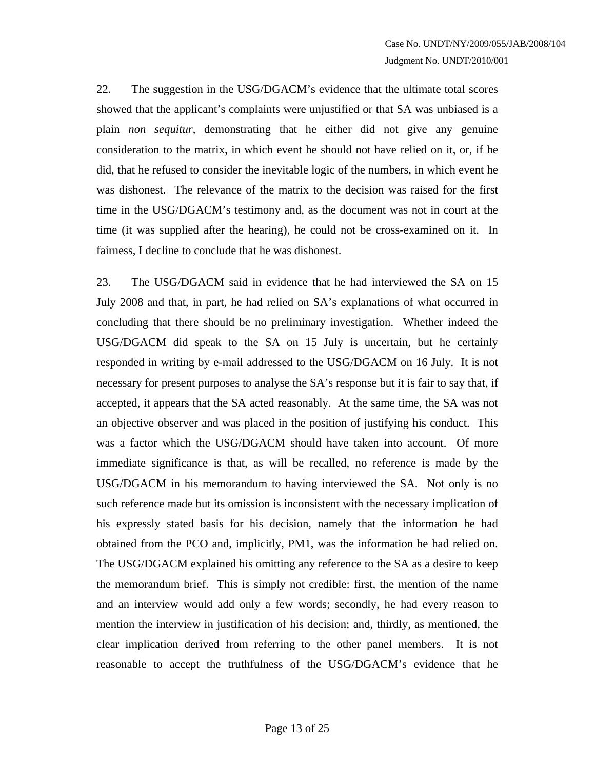22. The suggestion in the USG/DGACM's evidence that the ultimate total scores showed that the applicant's complaints were unjustified or that SA was unbiased is a plain *non sequitur*, demonstrating that he either did not give any genuine consideration to the matrix, in which event he should not have relied on it, or, if he did, that he refused to consider the inevitable logic of the numbers, in which event he was dishonest. The relevance of the matrix to the decision was raised for the first time in the USG/DGACM's testimony and, as the document was not in court at the time (it was supplied after the hearing), he could not be cross-examined on it. In fairness, I decline to conclude that he was dishonest.

23. The USG/DGACM said in evidence that he had interviewed the SA on 15 July 2008 and that, in part, he had relied on SA's explanations of what occurred in concluding that there should be no preliminary investigation. Whether indeed the USG/DGACM did speak to the SA on 15 July is uncertain, but he certainly responded in writing by e-mail addressed to the USG/DGACM on 16 July. It is not necessary for present purposes to analyse the SA's response but it is fair to say that, if accepted, it appears that the SA acted reasonably. At the same time, the SA was not an objective observer and was placed in the position of justifying his conduct. This was a factor which the USG/DGACM should have taken into account. Of more immediate significance is that, as will be recalled, no reference is made by the USG/DGACM in his memorandum to having interviewed the SA. Not only is no such reference made but its omission is inconsistent with the necessary implication of his expressly stated basis for his decision, namely that the information he had obtained from the PCO and, implicitly, PM1, was the information he had relied on. The USG/DGACM explained his omitting any reference to the SA as a desire to keep the memorandum brief. This is simply not credible: first, the mention of the name and an interview would add only a few words; secondly, he had every reason to mention the interview in justification of his decision; and, thirdly, as mentioned, the clear implication derived from referring to the other panel members. It is not reasonable to accept the truthfulness of the USG/DGACM's evidence that he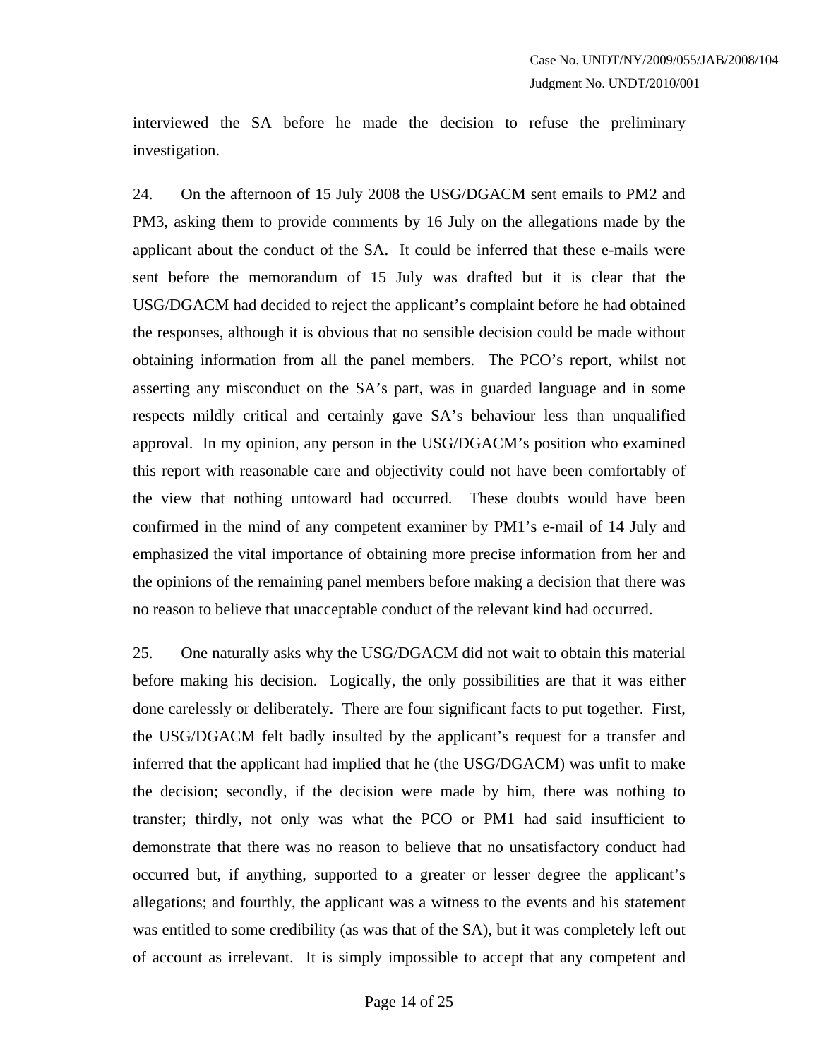interviewed the SA before he made the decision to refuse the preliminary investigation.

24. On the afternoon of 15 July 2008 the USG/DGACM sent emails to PM2 and PM3, asking them to provide comments by 16 July on the allegations made by the applicant about the conduct of the SA. It could be inferred that these e-mails were sent before the memorandum of 15 July was drafted but it is clear that the USG/DGACM had decided to reject the applicant's complaint before he had obtained the responses, although it is obvious that no sensible decision could be made without obtaining information from all the panel members. The PCO's report, whilst not asserting any misconduct on the SA's part, was in guarded language and in some respects mildly critical and certainly gave SA's behaviour less than unqualified approval. In my opinion, any person in the USG/DGACM's position who examined this report with reasonable care and objectivity could not have been comfortably of the view that nothing untoward had occurred. These doubts would have been confirmed in the mind of any competent examiner by PM1's e-mail of 14 July and emphasized the vital importance of obtaining more precise information from her and the opinions of the remaining panel members before making a decision that there was no reason to believe that unacceptable conduct of the relevant kind had occurred.

25. One naturally asks why the USG/DGACM did not wait to obtain this material before making his decision. Logically, the only possibilities are that it was either done carelessly or deliberately. There are four significant facts to put together. First, the USG/DGACM felt badly insulted by the applicant's request for a transfer and inferred that the applicant had implied that he (the USG/DGACM) was unfit to make the decision; secondly, if the decision were made by him, there was nothing to transfer; thirdly, not only was what the PCO or PM1 had said insufficient to demonstrate that there was no reason to believe that no unsatisfactory conduct had occurred but, if anything, supported to a greater or lesser degree the applicant's allegations; and fourthly, the applicant was a witness to the events and his statement was entitled to some credibility (as was that of the SA), but it was completely left out of account as irrelevant. It is simply impossible to accept that any competent and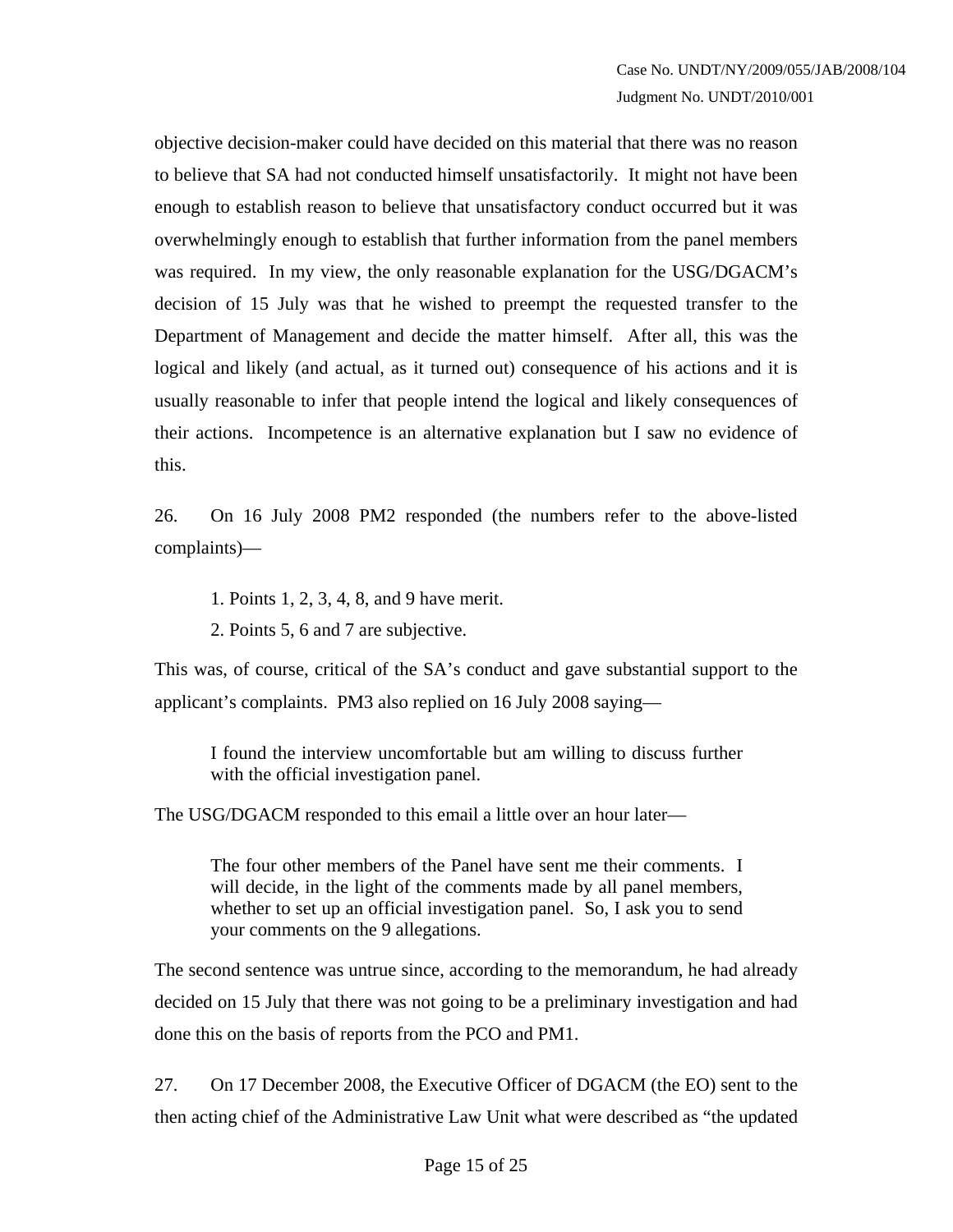objective decision-maker could have decided on this material that there was no reason to believe that SA had not conducted himself unsatisfactorily. It might not have been enough to establish reason to believe that unsatisfactory conduct occurred but it was overwhelmingly enough to establish that further information from the panel members was required. In my view, the only reasonable explanation for the USG/DGACM's decision of 15 July was that he wished to preempt the requested transfer to the Department of Management and decide the matter himself. After all, this was the logical and likely (and actual, as it turned out) consequence of his actions and it is usually reasonable to infer that people intend the logical and likely consequences of their actions. Incompetence is an alternative explanation but I saw no evidence of this.

26. On 16 July 2008 PM2 responded (the numbers refer to the above-listed complaints)—

> 1. Points 1, 2, 3, 4, 8, and 9 have merit.
>
> 2. Points 5, 6 and 7 are subjective.

This was, of course, critical of the SA's conduct and gave substantial support to the applicant's complaints. PM3 also replied on 16 July 2008 saying—

> I found the interview uncomfortable but am willing to discuss further with the official investigation panel.

The USG/DGACM responded to this email a little over an hour later—

> The four other members of the Panel have sent me their comments. I will decide, in the light of the comments made by all panel members, whether to set up an official investigation panel. So, I ask you to send your comments on the 9 allegations.

The second sentence was untrue since, according to the memorandum, he had already decided on 15 July that there was not going to be a preliminary investigation and had done this on the basis of reports from the PCO and PM1.

27. On 17 December 2008, the Executive Officer of DGACM (the EO) sent to the then acting chief of the Administrative Law Unit what were described as "the updated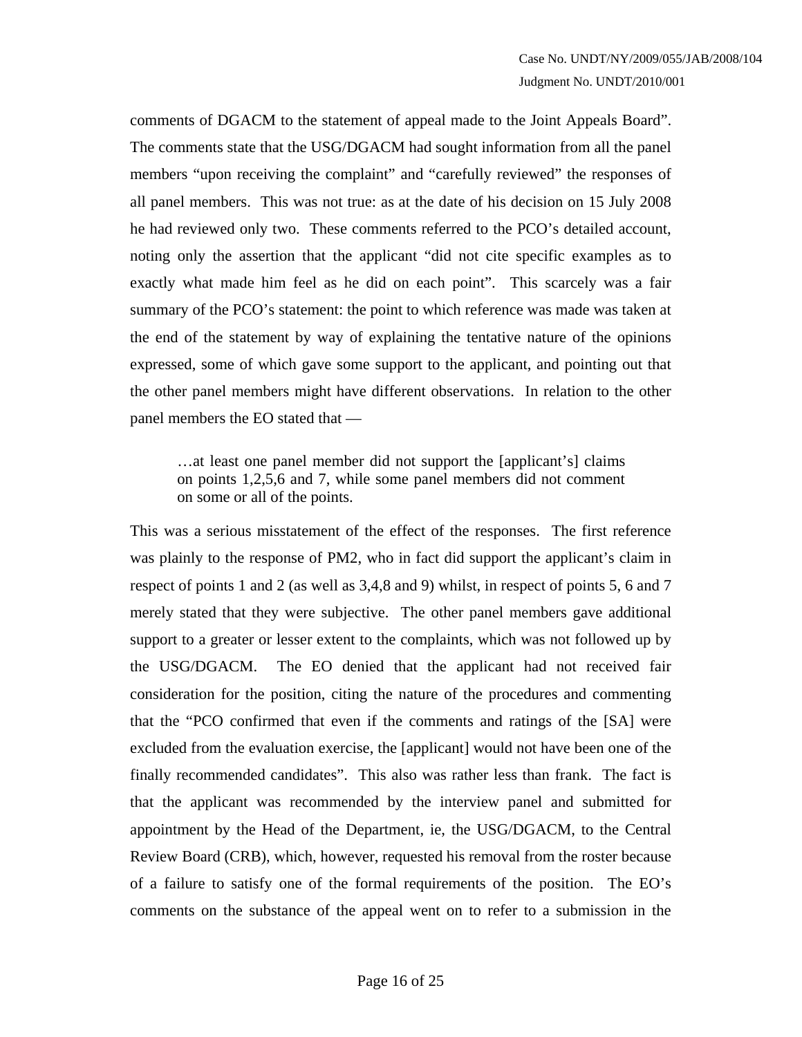comments of DGACM to the statement of appeal made to the Joint Appeals Board". The comments state that the USG/DGACM had sought information from all the panel members "upon receiving the complaint" and "carefully reviewed" the responses of all panel members. This was not true: as at the date of his decision on 15 July 2008 he had reviewed only two. These comments referred to the PCO's detailed account, noting only the assertion that the applicant "did not cite specific examples as to exactly what made him feel as he did on each point". This scarcely was a fair summary of the PCO's statement: the point to which reference was made was taken at the end of the statement by way of explaining the tentative nature of the opinions expressed, some of which gave some support to the applicant, and pointing out that the other panel members might have different observations. In relation to the other panel members the EO stated that —

> …at least one panel member did not support the [applicant's] claims on points 1,2,5,6 and 7, while some panel members did not comment on some or all of the points.

This was a serious misstatement of the effect of the responses. The first reference was plainly to the response of PM2, who in fact did support the applicant's claim in respect of points 1 and 2 (as well as 3,4,8 and 9) whilst, in respect of points 5, 6 and 7 merely stated that they were subjective. The other panel members gave additional support to a greater or lesser extent to the complaints, which was not followed up by the USG/DGACM. The EO denied that the applicant had not received fair consideration for the position, citing the nature of the procedures and commenting that the "PCO confirmed that even if the comments and ratings of the [SA] were excluded from the evaluation exercise, the [applicant] would not have been one of the finally recommended candidates". This also was rather less than frank. The fact is that the applicant was recommended by the interview panel and submitted for appointment by the Head of the Department, ie, the USG/DGACM, to the Central Review Board (CRB), which, however, requested his removal from the roster because of a failure to satisfy one of the formal requirements of the position. The EO's comments on the substance of the appeal went on to refer to a submission in the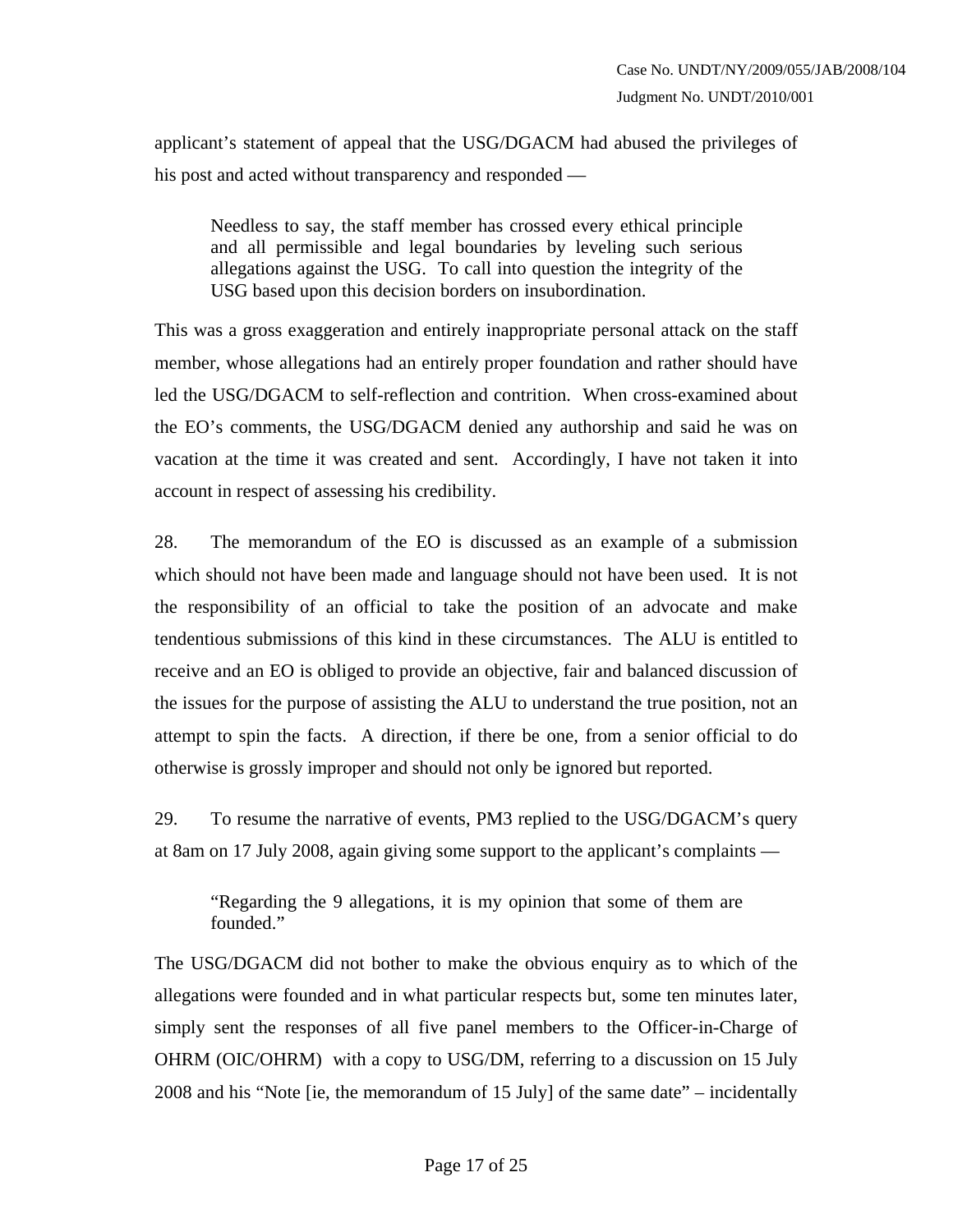applicant's statement of appeal that the USG/DGACM had abused the privileges of his post and acted without transparency and responded —

> Needless to say, the staff member has crossed every ethical principle and all permissible and legal boundaries by leveling such serious allegations against the USG. To call into question the integrity of the USG based upon this decision borders on insubordination.

This was a gross exaggeration and entirely inappropriate personal attack on the staff member, whose allegations had an entirely proper foundation and rather should have led the USG/DGACM to self-reflection and contrition. When cross-examined about the EO's comments, the USG/DGACM denied any authorship and said he was on vacation at the time it was created and sent. Accordingly, I have not taken it into account in respect of assessing his credibility.

28. The memorandum of the EO is discussed as an example of a submission which should not have been made and language should not have been used. It is not the responsibility of an official to take the position of an advocate and make tendentious submissions of this kind in these circumstances. The ALU is entitled to receive and an EO is obliged to provide an objective, fair and balanced discussion of the issues for the purpose of assisting the ALU to understand the true position, not an attempt to spin the facts. A direction, if there be one, from a senior official to do otherwise is grossly improper and should not only be ignored but reported.

29. To resume the narrative of events, PM3 replied to the USG/DGACM's query at 8am on 17 July 2008, again giving some support to the applicant's complaints —

> "Regarding the 9 allegations, it is my opinion that some of them are founded."

The USG/DGACM did not bother to make the obvious enquiry as to which of the allegations were founded and in what particular respects but, some ten minutes later, simply sent the responses of all five panel members to the Officer-in-Charge of OHRM (OIC/OHRM) with a copy to USG/DM, referring to a discussion on 15 July 2008 and his "Note [ie, the memorandum of 15 July] of the same date" – incidentally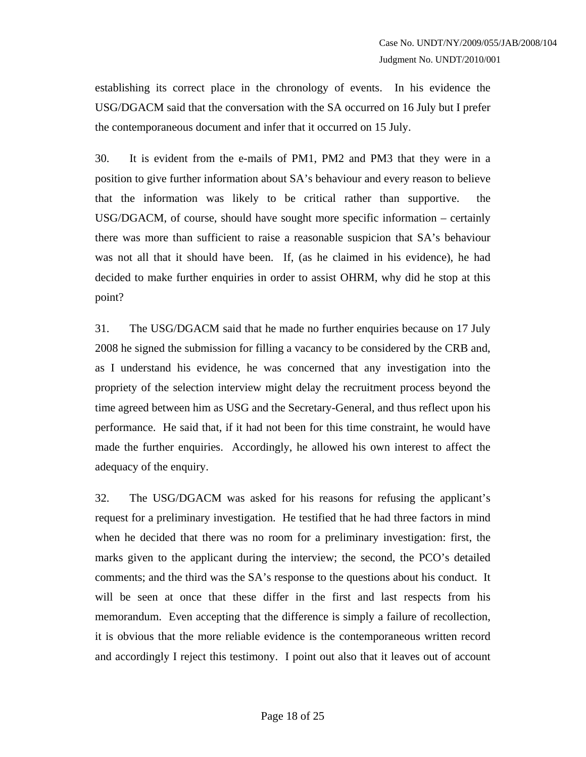establishing its correct place in the chronology of events. In his evidence the USG/DGACM said that the conversation with the SA occurred on 16 July but I prefer the contemporaneous document and infer that it occurred on 15 July.

30. It is evident from the e-mails of PM1, PM2 and PM3 that they were in a position to give further information about SA's behaviour and every reason to believe that the information was likely to be critical rather than supportive. the USG/DGACM, of course, should have sought more specific information – certainly there was more than sufficient to raise a reasonable suspicion that SA's behaviour was not all that it should have been. If, (as he claimed in his evidence), he had decided to make further enquiries in order to assist OHRM, why did he stop at this point?

31. The USG/DGACM said that he made no further enquiries because on 17 July 2008 he signed the submission for filling a vacancy to be considered by the CRB and, as I understand his evidence, he was concerned that any investigation into the propriety of the selection interview might delay the recruitment process beyond the time agreed between him as USG and the Secretary-General, and thus reflect upon his performance. He said that, if it had not been for this time constraint, he would have made the further enquiries. Accordingly, he allowed his own interest to affect the adequacy of the enquiry.

32. The USG/DGACM was asked for his reasons for refusing the applicant's request for a preliminary investigation. He testified that he had three factors in mind when he decided that there was no room for a preliminary investigation: first, the marks given to the applicant during the interview; the second, the PCO's detailed comments; and the third was the SA's response to the questions about his conduct. It will be seen at once that these differ in the first and last respects from his memorandum. Even accepting that the difference is simply a failure of recollection, it is obvious that the more reliable evidence is the contemporaneous written record and accordingly I reject this testimony. I point out also that it leaves out of account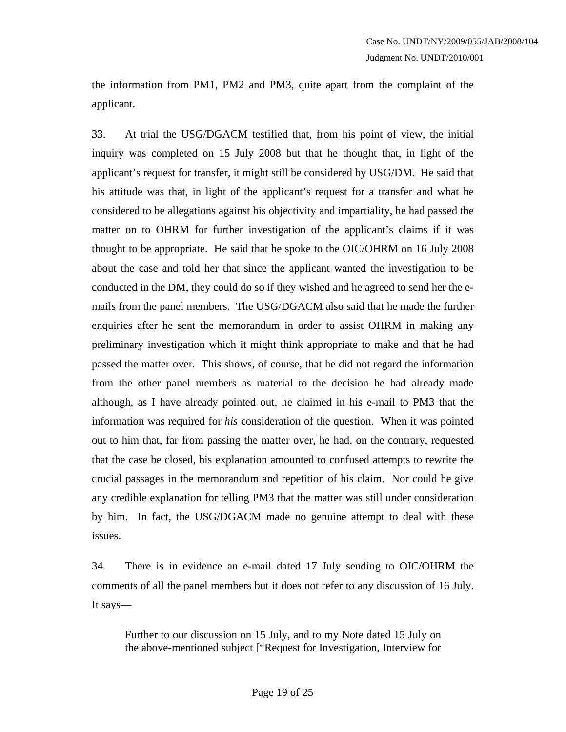the information from PM1, PM2 and PM3, quite apart from the complaint of the applicant.

33. At trial the USG/DGACM testified that, from his point of view, the initial inquiry was completed on 15 July 2008 but that he thought that, in light of the applicant's request for transfer, it might still be considered by USG/DM. He said that his attitude was that, in light of the applicant's request for a transfer and what he considered to be allegations against his objectivity and impartiality, he had passed the matter on to OHRM for further investigation of the applicant's claims if it was thought to be appropriate. He said that he spoke to the OIC/OHRM on 16 July 2008 about the case and told her that since the applicant wanted the investigation to be conducted in the DM, they could do so if they wished and he agreed to send her the e-mails from the panel members. The USG/DGACM also said that he made the further enquiries after he sent the memorandum in order to assist OHRM in making any preliminary investigation which it might think appropriate to make and that he had passed the matter over. This shows, of course, that he did not regard the information from the other panel members as material to the decision he had already made although, as I have already pointed out, he claimed in his e-mail to PM3 that the information was required for *his* consideration of the question. When it was pointed out to him that, far from passing the matter over, he had, on the contrary, requested that the case be closed, his explanation amounted to confused attempts to rewrite the crucial passages in the memorandum and repetition of his claim. Nor could he give any credible explanation for telling PM3 that the matter was still under consideration by him. In fact, the USG/DGACM made no genuine attempt to deal with these issues.

34. There is in evidence an e-mail dated 17 July sending to OIC/OHRM the comments of all the panel members but it does not refer to any discussion of 16 July. It says—

> Further to our discussion on 15 July, and to my Note dated 15 July on the above-mentioned subject ["Request for Investigation, Interview for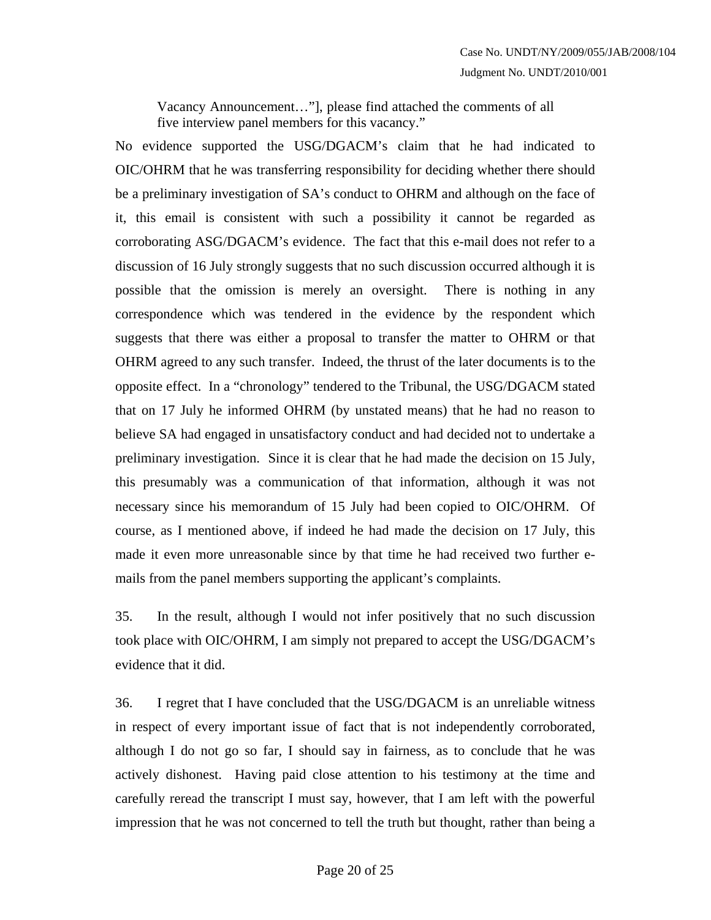> Vacancy Announcement…"], please find attached the comments of all five interview panel members for this vacancy."

No evidence supported the USG/DGACM's claim that he had indicated to OIC/OHRM that he was transferring responsibility for deciding whether there should be a preliminary investigation of SA's conduct to OHRM and although on the face of it, this email is consistent with such a possibility it cannot be regarded as corroborating ASG/DGACM's evidence. The fact that this e-mail does not refer to a discussion of 16 July strongly suggests that no such discussion occurred although it is possible that the omission is merely an oversight. There is nothing in any correspondence which was tendered in the evidence by the respondent which suggests that there was either a proposal to transfer the matter to OHRM or that OHRM agreed to any such transfer. Indeed, the thrust of the later documents is to the opposite effect. In a "chronology" tendered to the Tribunal, the USG/DGACM stated that on 17 July he informed OHRM (by unstated means) that he had no reason to believe SA had engaged in unsatisfactory conduct and had decided not to undertake a preliminary investigation. Since it is clear that he had made the decision on 15 July, this presumably was a communication of that information, although it was not necessary since his memorandum of 15 July had been copied to OIC/OHRM. Of course, as I mentioned above, if indeed he had made the decision on 17 July, this made it even more unreasonable since by that time he had received two further e-mails from the panel members supporting the applicant's complaints.

35. In the result, although I would not infer positively that no such discussion took place with OIC/OHRM, I am simply not prepared to accept the USG/DGACM's evidence that it did.

36. I regret that I have concluded that the USG/DGACM is an unreliable witness in respect of every important issue of fact that is not independently corroborated, although I do not go so far, I should say in fairness, as to conclude that he was actively dishonest. Having paid close attention to his testimony at the time and carefully reread the transcript I must say, however, that I am left with the powerful impression that he was not concerned to tell the truth but thought, rather than being a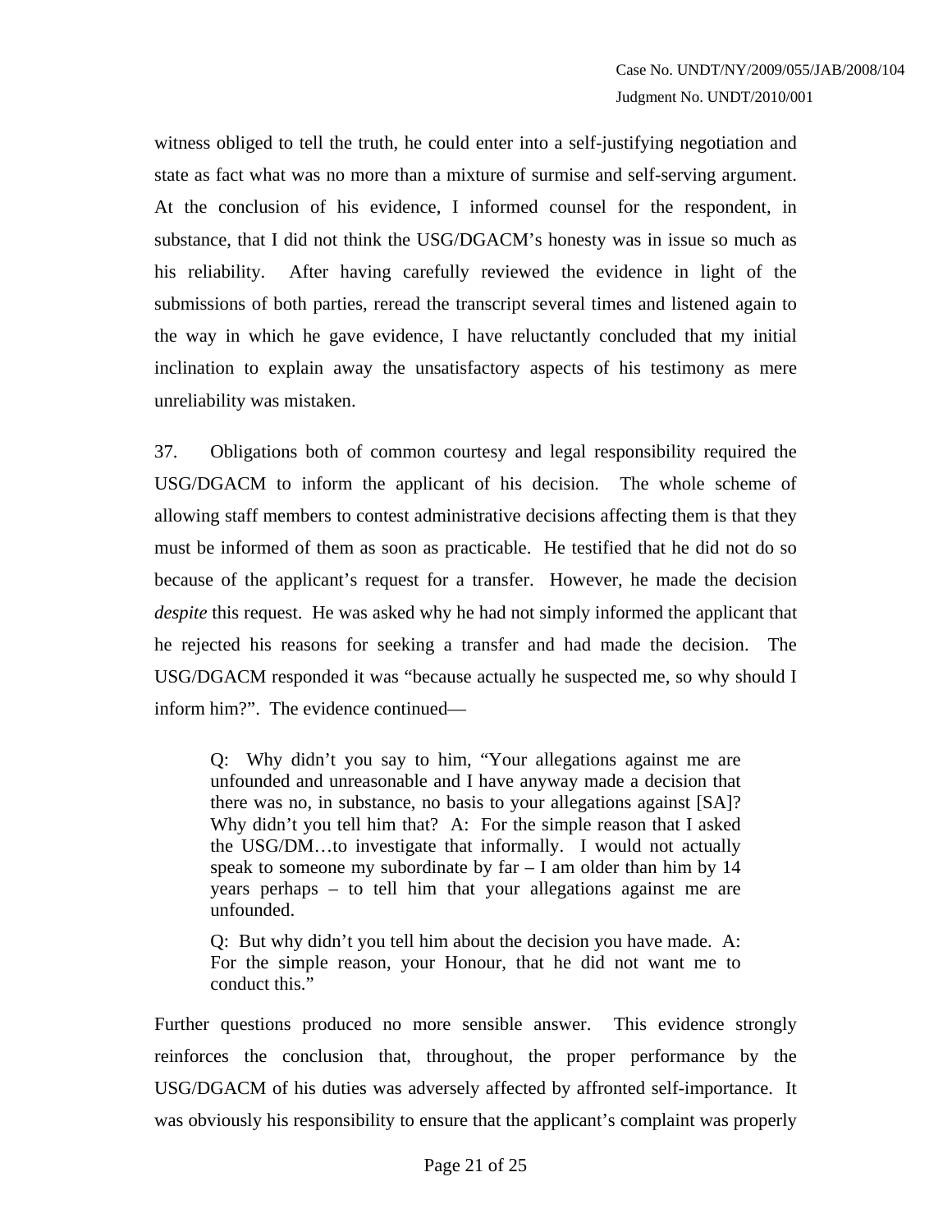witness obliged to tell the truth, he could enter into a self-justifying negotiation and state as fact what was no more than a mixture of surmise and self-serving argument. At the conclusion of his evidence, I informed counsel for the respondent, in substance, that I did not think the USG/DGACM's honesty was in issue so much as his reliability. After having carefully reviewed the evidence in light of the submissions of both parties, reread the transcript several times and listened again to the way in which he gave evidence, I have reluctantly concluded that my initial inclination to explain away the unsatisfactory aspects of his testimony as mere unreliability was mistaken.

37. Obligations both of common courtesy and legal responsibility required the USG/DGACM to inform the applicant of his decision. The whole scheme of allowing staff members to contest administrative decisions affecting them is that they must be informed of them as soon as practicable. He testified that he did not do so because of the applicant's request for a transfer. However, he made the decision *despite* this request. He was asked why he had not simply informed the applicant that he rejected his reasons for seeking a transfer and had made the decision. The USG/DGACM responded it was "because actually he suspected me, so why should I inform him?". The evidence continued—

> Q: Why didn't you say to him, "Your allegations against me are unfounded and unreasonable and I have anyway made a decision that there was no, in substance, no basis to your allegations against [SA]? Why didn't you tell him that? A: For the simple reason that I asked the USG/DM…to investigate that informally. I would not actually speak to someone my subordinate by far – I am older than him by 14 years perhaps – to tell him that your allegations against me are unfounded.
>
> Q: But why didn't you tell him about the decision you have made. A: For the simple reason, your Honour, that he did not want me to conduct this."

Further questions produced no more sensible answer. This evidence strongly reinforces the conclusion that, throughout, the proper performance by the USG/DGACM of his duties was adversely affected by affronted self-importance. It was obviously his responsibility to ensure that the applicant's complaint was properly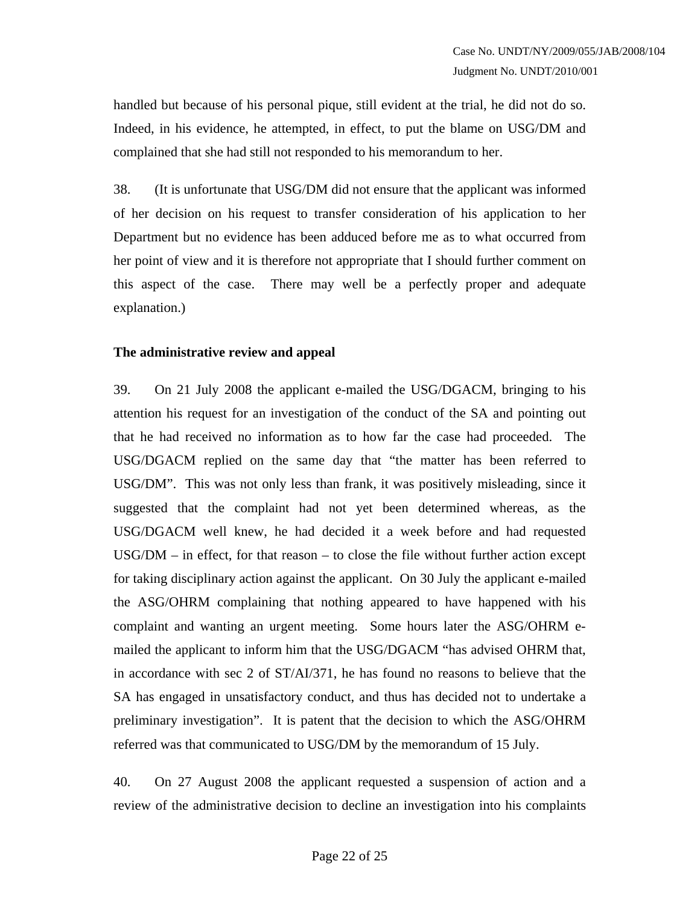handled but because of his personal pique, still evident at the trial, he did not do so. Indeed, in his evidence, he attempted, in effect, to put the blame on USG/DM and complained that she had still not responded to his memorandum to her.

38. (It is unfortunate that USG/DM did not ensure that the applicant was informed of her decision on his request to transfer consideration of his application to her Department but no evidence has been adduced before me as to what occurred from her point of view and it is therefore not appropriate that I should further comment on this aspect of the case. There may well be a perfectly proper and adequate explanation.)

**The administrative review and appeal**

39. On 21 July 2008 the applicant e-mailed the USG/DGACM, bringing to his attention his request for an investigation of the conduct of the SA and pointing out that he had received no information as to how far the case had proceeded. The USG/DGACM replied on the same day that "the matter has been referred to USG/DM". This was not only less than frank, it was positively misleading, since it suggested that the complaint had not yet been determined whereas, as the USG/DGACM well knew, he had decided it a week before and had requested USG/DM – in effect, for that reason – to close the file without further action except for taking disciplinary action against the applicant. On 30 July the applicant e-mailed the ASG/OHRM complaining that nothing appeared to have happened with his complaint and wanting an urgent meeting. Some hours later the ASG/OHRM e-mailed the applicant to inform him that the USG/DGACM "has advised OHRM that, in accordance with sec 2 of ST/AI/371, he has found no reasons to believe that the SA has engaged in unsatisfactory conduct, and thus has decided not to undertake a preliminary investigation". It is patent that the decision to which the ASG/OHRM referred was that communicated to USG/DM by the memorandum of 15 July.

40. On 27 August 2008 the applicant requested a suspension of action and a review of the administrative decision to decline an investigation into his complaints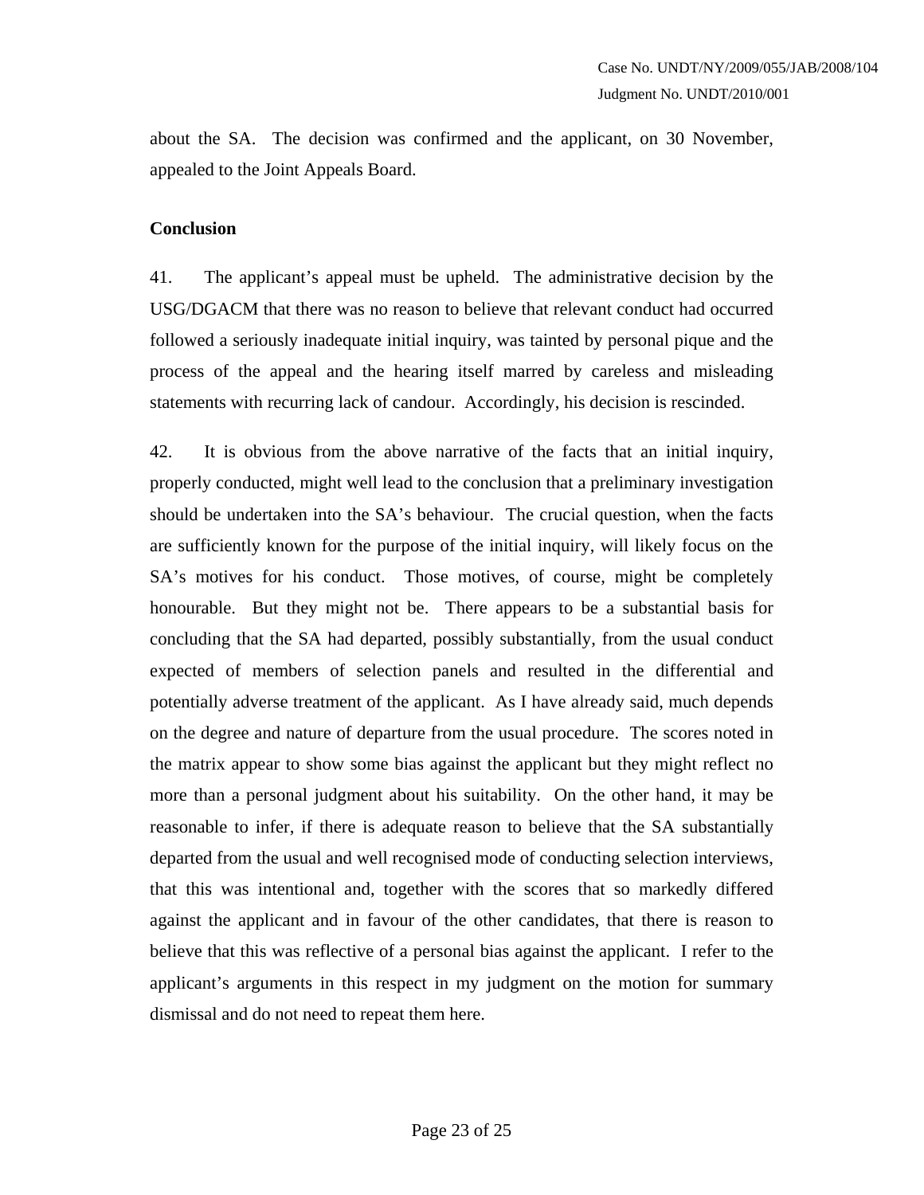about the SA. The decision was confirmed and the applicant, on 30 November, appealed to the Joint Appeals Board.

**Conclusion**

41. The applicant's appeal must be upheld. The administrative decision by the USG/DGACM that there was no reason to believe that relevant conduct had occurred followed a seriously inadequate initial inquiry, was tainted by personal pique and the process of the appeal and the hearing itself marred by careless and misleading statements with recurring lack of candour. Accordingly, his decision is rescinded.

42. It is obvious from the above narrative of the facts that an initial inquiry, properly conducted, might well lead to the conclusion that a preliminary investigation should be undertaken into the SA's behaviour. The crucial question, when the facts are sufficiently known for the purpose of the initial inquiry, will likely focus on the SA's motives for his conduct. Those motives, of course, might be completely honourable. But they might not be. There appears to be a substantial basis for concluding that the SA had departed, possibly substantially, from the usual conduct expected of members of selection panels and resulted in the differential and potentially adverse treatment of the applicant. As I have already said, much depends on the degree and nature of departure from the usual procedure. The scores noted in the matrix appear to show some bias against the applicant but they might reflect no more than a personal judgment about his suitability. On the other hand, it may be reasonable to infer, if there is adequate reason to believe that the SA substantially departed from the usual and well recognised mode of conducting selection interviews, that this was intentional and, together with the scores that so markedly differed against the applicant and in favour of the other candidates, that there is reason to believe that this was reflective of a personal bias against the applicant. I refer to the applicant's arguments in this respect in my judgment on the motion for summary dismissal and do not need to repeat them here.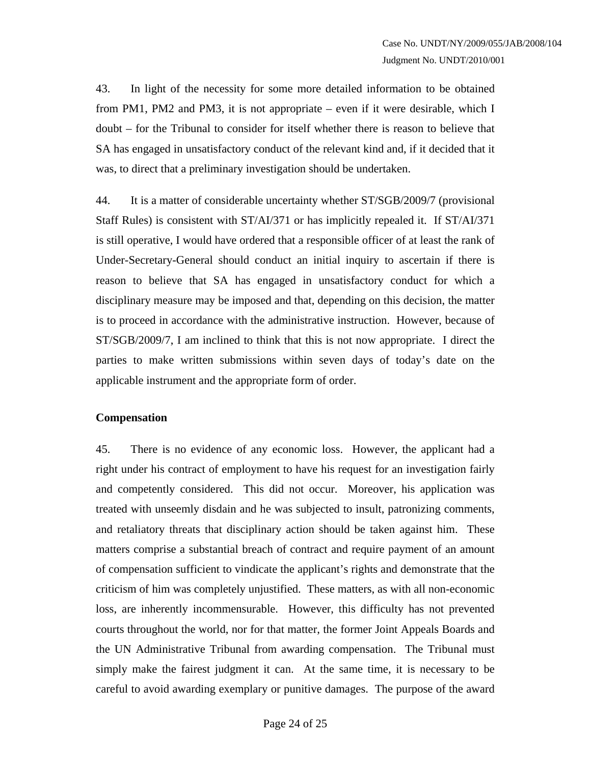43. In light of the necessity for some more detailed information to be obtained from PM1, PM2 and PM3, it is not appropriate – even if it were desirable, which I doubt – for the Tribunal to consider for itself whether there is reason to believe that SA has engaged in unsatisfactory conduct of the relevant kind and, if it decided that it was, to direct that a preliminary investigation should be undertaken.

44. It is a matter of considerable uncertainty whether ST/SGB/2009/7 (provisional Staff Rules) is consistent with ST/AI/371 or has implicitly repealed it. If ST/AI/371 is still operative, I would have ordered that a responsible officer of at least the rank of Under-Secretary-General should conduct an initial inquiry to ascertain if there is reason to believe that SA has engaged in unsatisfactory conduct for which a disciplinary measure may be imposed and that, depending on this decision, the matter is to proceed in accordance with the administrative instruction. However, because of ST/SGB/2009/7, I am inclined to think that this is not now appropriate. I direct the parties to make written submissions within seven days of today's date on the applicable instrument and the appropriate form of order.

**Compensation**

45. There is no evidence of any economic loss. However, the applicant had a right under his contract of employment to have his request for an investigation fairly and competently considered. This did not occur. Moreover, his application was treated with unseemly disdain and he was subjected to insult, patronizing comments, and retaliatory threats that disciplinary action should be taken against him. These matters comprise a substantial breach of contract and require payment of an amount of compensation sufficient to vindicate the applicant's rights and demonstrate that the criticism of him was completely unjustified. These matters, as with all non-economic loss, are inherently incommensurable. However, this difficulty has not prevented courts throughout the world, nor for that matter, the former Joint Appeals Boards and the UN Administrative Tribunal from awarding compensation. The Tribunal must simply make the fairest judgment it can. At the same time, it is necessary to be careful to avoid awarding exemplary or punitive damages. The purpose of the award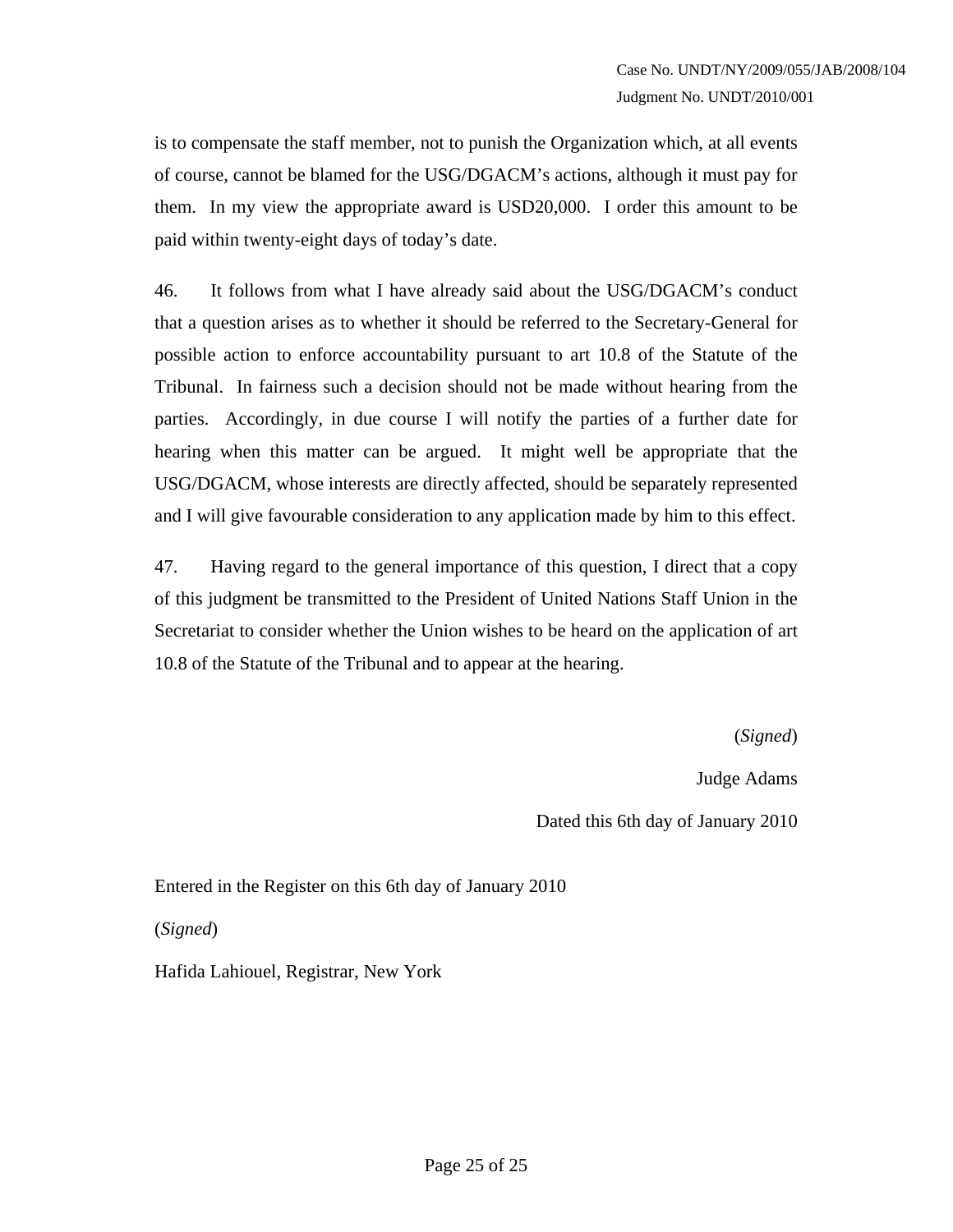is to compensate the staff member, not to punish the Organization which, at all events of course, cannot be blamed for the USG/DGACM's actions, although it must pay for them. In my view the appropriate award is USD20,000. I order this amount to be paid within twenty-eight days of today's date.

46. It follows from what I have already said about the USG/DGACM's conduct that a question arises as to whether it should be referred to the Secretary-General for possible action to enforce accountability pursuant to art 10.8 of the Statute of the Tribunal. In fairness such a decision should not be made without hearing from the parties. Accordingly, in due course I will notify the parties of a further date for hearing when this matter can be argued. It might well be appropriate that the USG/DGACM, whose interests are directly affected, should be separately represented and I will give favourable consideration to any application made by him to this effect.

47. Having regard to the general importance of this question, I direct that a copy of this judgment be transmitted to the President of United Nations Staff Union in the Secretariat to consider whether the Union wishes to be heard on the application of art 10.8 of the Statute of the Tribunal and to appear at the hearing.

(*Signed*)

Judge Adams

Dated this 6th day of January 2010

Entered in the Register on this 6th day of January 2010

(*Signed*)

Hafida Lahiouel, Registrar, New York